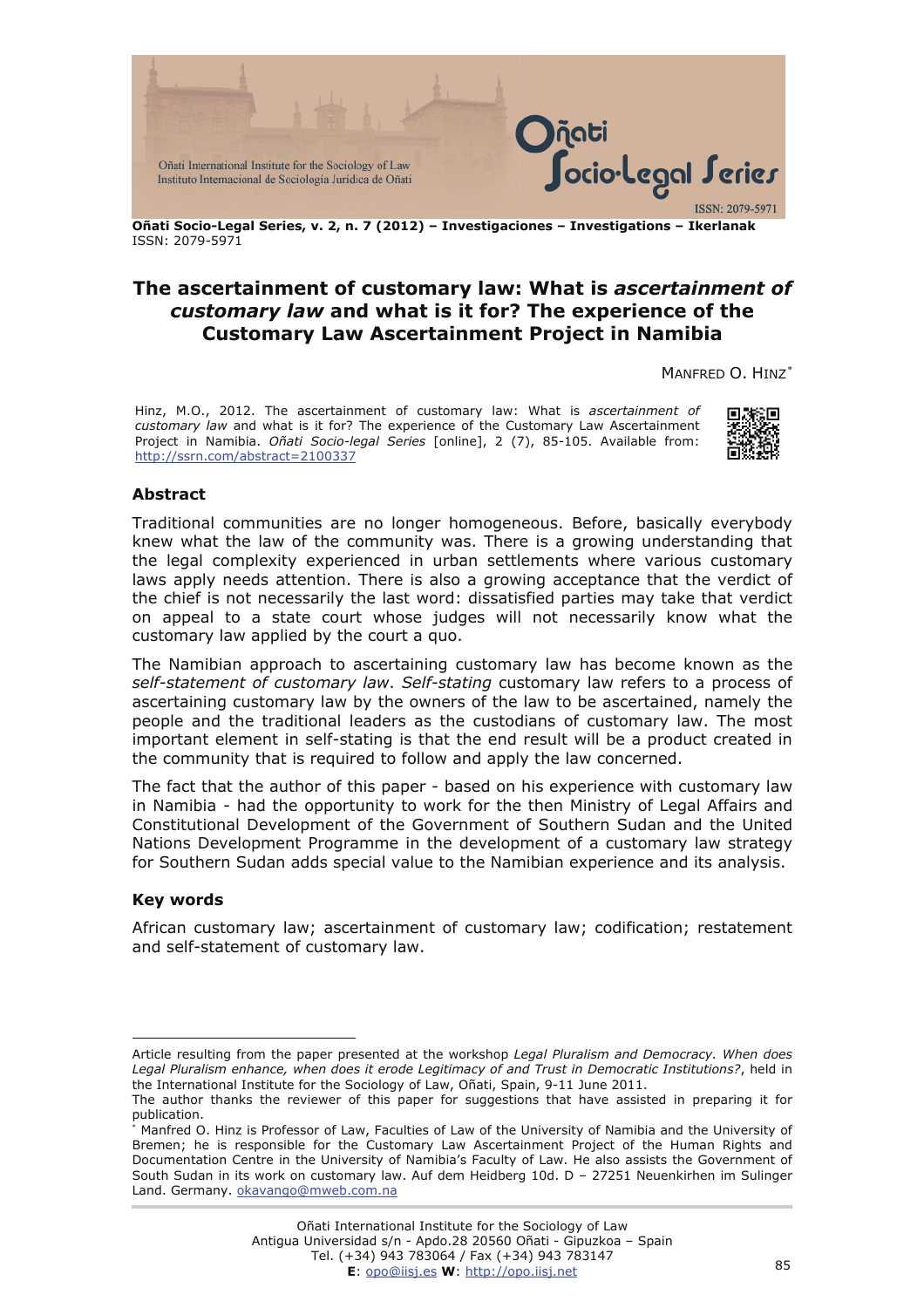Oñati Socio-Legal Series, v. 2, n. 7 (2012) – Investigaciones – Investigations – Ikerlanak
ISSN: 2079-5971

# The ascertainment of customary law: What is *ascertainment of customary law* and what is it for? The experience of the Customary Law Ascertainment Project in Namibia

MANFRED O. HINZ[*]

Hinz, M.O., 2012. The ascertainment of customary law: What is *ascertainment of customary law* and what is it for? The experience of the Customary Law Ascertainment Project in Namibia. *Oñati Socio-legal Series* [online], 2 (7), 85-105. Available from: http://ssrn.com/abstract=2100337

### Abstract

Traditional communities are no longer homogeneous. Before, basically everybody knew what the law of the community was. There is a growing understanding that the legal complexity experienced in urban settlements where various customary laws apply needs attention. There is also a growing acceptance that the verdict of the chief is not necessarily the last word: dissatisfied parties may take that verdict on appeal to a state court whose judges will not necessarily know what the customary law applied by the court a quo.

The Namibian approach to ascertaining customary law has become known as the *self-statement of customary law*. *Self-stating* customary law refers to a process of ascertaining customary law by the owners of the law to be ascertained, namely the people and the traditional leaders as the custodians of customary law. The most important element in self-stating is that the end result will be a product created in the community that is required to follow and apply the law concerned.

The fact that the author of this paper - based on his experience with customary law in Namibia - had the opportunity to work for the then Ministry of Legal Affairs and Constitutional Development of the Government of Southern Sudan and the United Nations Development Programme in the development of a customary law strategy for Southern Sudan adds special value to the Namibian experience and its analysis.

### Key words

African customary law; ascertainment of customary law; codification; restatement and self-statement of customary law.

---

Article resulting from the paper presented at the workshop *Legal Pluralism and Democracy. When does Legal Pluralism enhance, when does it erode Legitimacy of and Trust in Democratic Institutions?*, held in the International Institute for the Sociology of Law, Oñati, Spain, 9-11 June 2011.

The author thanks the reviewer of this paper for suggestions that have assisted in preparing it for publication.

[*] Manfred O. Hinz is Professor of Law, Faculties of Law of the University of Namibia and the University of Bremen; he is responsible for the Customary Law Ascertainment Project of the Human Rights and Documentation Centre in the University of Namibia's Faculty of Law. He also assists the Government of South Sudan in its work on customary law. Auf dem Heidberg 10d. D – 27251 Neuenkirchen im Sulinger Land. Germany. okavango@mweb.com.na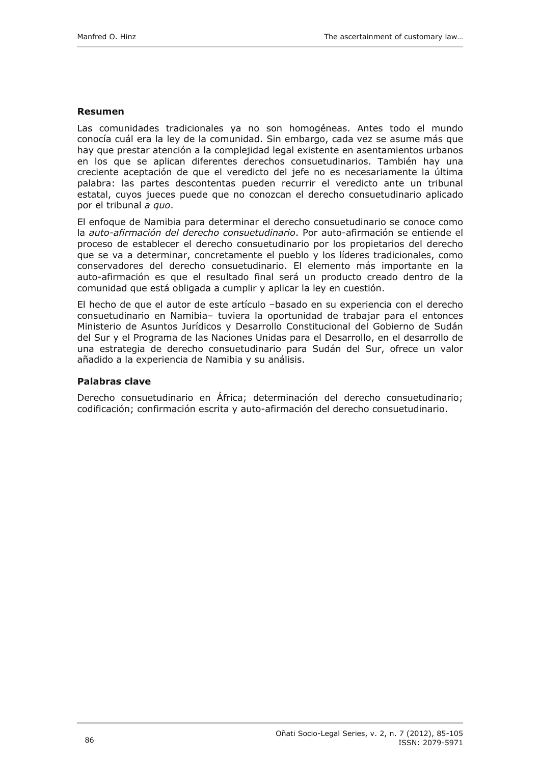**Resumen**

Las comunidades tradicionales ya no son homogéneas. Antes todo el mundo conocía cuál era la ley de la comunidad. Sin embargo, cada vez se asume más que hay que prestar atención a la complejidad legal existente en asentamientos urbanos en los que se aplican diferentes derechos consuetudinarios. También hay una creciente aceptación de que el veredicto del jefe no es necesariamente la última palabra: las partes descontentas pueden recurrir el veredicto ante un tribunal estatal, cuyos jueces puede que no conozcan el derecho consuetudinario aplicado por el tribunal *a quo*.

El enfoque de Namibia para determinar el derecho consuetudinario se conoce como la *auto-afirmación del derecho consuetudinario*. Por auto-afirmación se entiende el proceso de establecer el derecho consuetudinario por los propietarios del derecho que se va a determinar, concretamente el pueblo y los líderes tradicionales, como conservadores del derecho consuetudinario. El elemento más importante en la auto-afirmación es que el resultado final será un producto creado dentro de la comunidad que está obligada a cumplir y aplicar la ley en cuestión.

El hecho de que el autor de este artículo –basado en su experiencia con el derecho consuetudinario en Namibia– tuviera la oportunidad de trabajar para el entonces Ministerio de Asuntos Jurídicos y Desarrollo Constitucional del Gobierno de Sudán del Sur y el Programa de las Naciones Unidas para el Desarrollo, en el desarrollo de una estrategia de derecho consuetudinario para Sudán del Sur, ofrece un valor añadido a la experiencia de Namibia y su análisis.

**Palabras clave**

Derecho consuetudinario en África; determinación del derecho consuetudinario; codificación; confirmación escrita y auto-afirmación del derecho consuetudinario.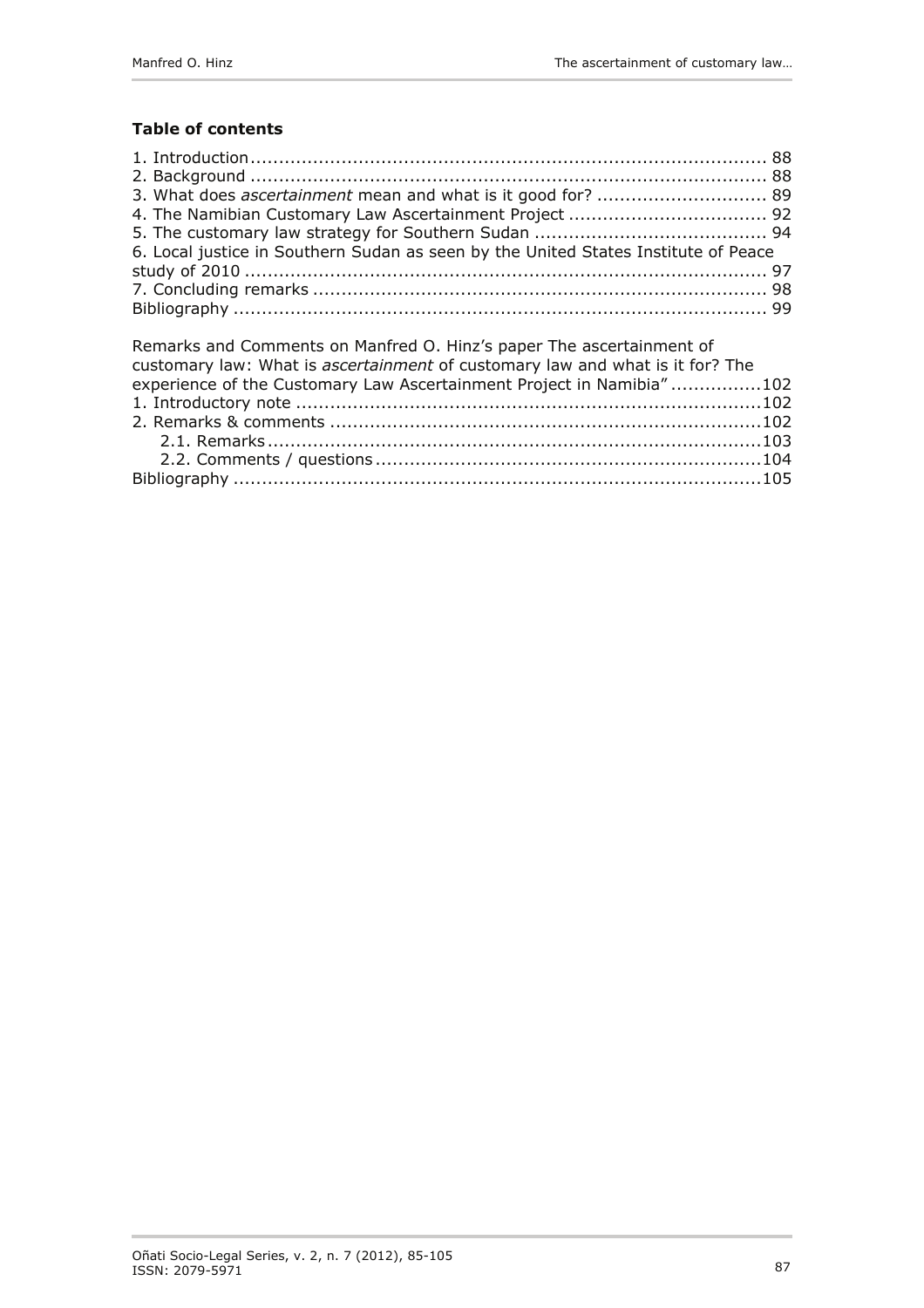**Table of contents**

1. Introduction ........................................................................................... 88
2. Background ........................................................................................... 88
3. What does *ascertainment* mean and what is it good for? .............................. 89
4. The Namibian Customary Law Ascertainment Project ................................... 92
5. The customary law strategy for Southern Sudan ......................................... 94
6. Local justice in Southern Sudan as seen by the United States Institute of Peace study of 2010 ........................................................................................... 97
7. Concluding remarks ................................................................................ 98
Bibliography .............................................................................................. 99

Remarks and Comments on Manfred O. Hinz's paper The ascertainment of customary law: What is *ascertainment* of customary law and what is it for? The experience of the Customary Law Ascertainment Project in Namibia" ................102
1. Introductory note ..................................................................................102
2. Remarks & comments ............................................................................102
   2.1. Remarks .......................................................................................103
   2.2. Comments / questions ....................................................................104
Bibliography .............................................................................................105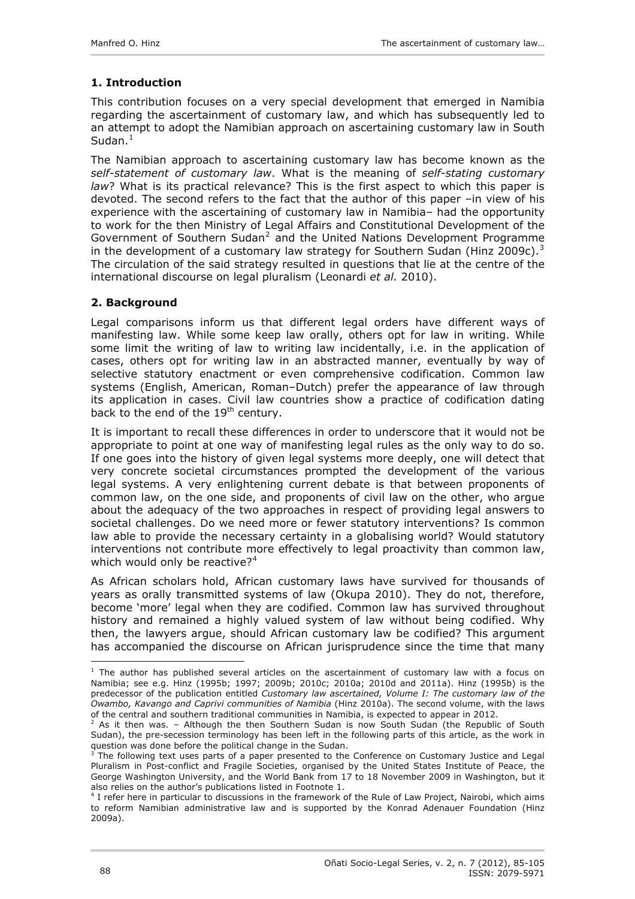## 1. Introduction

This contribution focuses on a very special development that emerged in Namibia regarding the ascertainment of customary law, and which has subsequently led to an attempt to adopt the Namibian approach on ascertaining customary law in South Sudan.[1]

The Namibian approach to ascertaining customary law has become known as the *self-statement of customary law*. What is the meaning of *self-stating customary law*? What is its practical relevance? This is the first aspect to which this paper is devoted. The second refers to the fact that the author of this paper –in view of his experience with the ascertaining of customary law in Namibia– had the opportunity to work for the then Ministry of Legal Affairs and Constitutional Development of the Government of Southern Sudan[2] and the United Nations Development Programme in the development of a customary law strategy for Southern Sudan (Hinz 2009c).[3] The circulation of the said strategy resulted in questions that lie at the centre of the international discourse on legal pluralism (Leonardi *et al.* 2010).

## 2. Background

Legal comparisons inform us that different legal orders have different ways of manifesting law. While some keep law orally, others opt for law in writing. While some limit the writing of law to writing law incidentally, i.e. in the application of cases, others opt for writing law in an abstracted manner, eventually by way of selective statutory enactment or even comprehensive codification. Common law systems (English, American, Roman–Dutch) prefer the appearance of law through its application in cases. Civil law countries show a practice of codification dating back to the end of the 19th century.

It is important to recall these differences in order to underscore that it would not be appropriate to point at one way of manifesting legal rules as the only way to do so. If one goes into the history of given legal systems more deeply, one will detect that very concrete societal circumstances prompted the development of the various legal systems. A very enlightening current debate is that between proponents of common law, on the one side, and proponents of civil law on the other, who argue about the adequacy of the two approaches in respect of providing legal answers to societal challenges. Do we need more or fewer statutory interventions? Is common law able to provide the necessary certainty in a globalising world? Would statutory interventions not contribute more effectively to legal proactivity than common law, which would only be reactive?[4]

As African scholars hold, African customary laws have survived for thousands of years as orally transmitted systems of law (Okupa 2010). They do not, therefore, become 'more' legal when they are codified. Common law has survived throughout history and remained a highly valued system of law without being codified. Why then, the lawyers argue, should African customary law be codified? This argument has accompanied the discourse on African jurisprudence since the time that many

---

[1] The author has published several articles on the ascertainment of customary law with a focus on Namibia; see e.g. Hinz (1995b; 1997; 2009b; 2010c; 2010a; 2010d and 2011a). Hinz (1995b) is the predecessor of the publication entitled *Customary law ascertained, Volume I: The customary law of the Owambo, Kavango and Caprivi communities of Namibia* (Hinz 2010a). The second volume, with the laws of the central and southern traditional communities in Namibia, is expected to appear in 2012.

[2] As it then was. – Although the then Southern Sudan is now South Sudan (the Republic of South Sudan), the pre-secession terminology has been left in the following parts of this article, as the work in question was done before the political change in the Sudan.

[3] The following text uses parts of a paper presented to the Conference on Customary Justice and Legal Pluralism in Post-conflict and Fragile Societies, organised by the United States Institute of Peace, the George Washington University, and the World Bank from 17 to 18 November 2009 in Washington, but it also relies on the author's publications listed in Footnote 1.

[4] I refer here in particular to discussions in the framework of the Rule of Law Project, Nairobi, which aims to reform Namibian administrative law and is supported by the Konrad Adenauer Foundation (Hinz 2009a).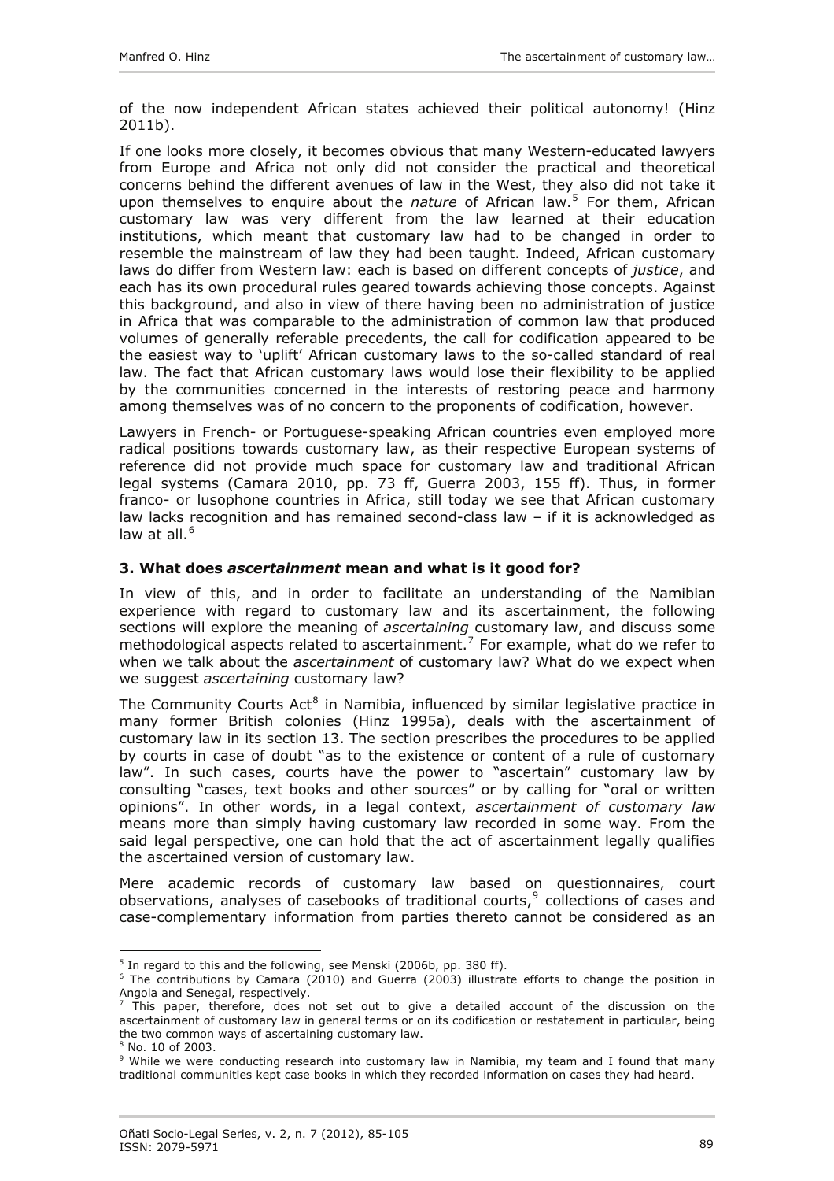of the now independent African states achieved their political autonomy! (Hinz 2011b).

If one looks more closely, it becomes obvious that many Western-educated lawyers from Europe and Africa not only did not consider the practical and theoretical concerns behind the different avenues of law in the West, they also did not take it upon themselves to enquire about the *nature* of African law.[5] For them, African customary law was very different from the law learned at their education institutions, which meant that customary law had to be changed in order to resemble the mainstream of law they had been taught. Indeed, African customary laws do differ from Western law: each is based on different concepts of *justice*, and each has its own procedural rules geared towards achieving those concepts. Against this background, and also in view of there having been no administration of justice in Africa that was comparable to the administration of common law that produced volumes of generally referable precedents, the call for codification appeared to be the easiest way to 'uplift' African customary laws to the so-called standard of real law. The fact that African customary laws would lose their flexibility to be applied by the communities concerned in the interests of restoring peace and harmony among themselves was of no concern to the proponents of codification, however.

Lawyers in French- or Portuguese-speaking African countries even employed more radical positions towards customary law, as their respective European systems of reference did not provide much space for customary law and traditional African legal systems (Camara 2010, pp. 73 ff, Guerra 2003, 155 ff). Thus, in former franco- or lusophone countries in Africa, still today we see that African customary law lacks recognition and has remained second-class law – if it is acknowledged as law at all.[6]

### 3. What does *ascertainment* mean and what is it good for?

In view of this, and in order to facilitate an understanding of the Namibian experience with regard to customary law and its ascertainment, the following sections will explore the meaning of *ascertaining* customary law, and discuss some methodological aspects related to ascertainment.[7] For example, what do we refer to when we talk about the *ascertainment* of customary law? What do we expect when we suggest *ascertaining* customary law?

The Community Courts Act[8] in Namibia, influenced by similar legislative practice in many former British colonies (Hinz 1995a), deals with the ascertainment of customary law in its section 13. The section prescribes the procedures to be applied by courts in case of doubt "as to the existence or content of a rule of customary law". In such cases, courts have the power to "ascertain" customary law by consulting "cases, text books and other sources" or by calling for "oral or written opinions". In other words, in a legal context, *ascertainment of customary law* means more than simply having customary law recorded in some way. From the said legal perspective, one can hold that the act of ascertainment legally qualifies the ascertained version of customary law.

Mere academic records of customary law based on questionnaires, court observations, analyses of casebooks of traditional courts,[9] collections of cases and case-complementary information from parties thereto cannot be considered as an

---

[5] In regard to this and the following, see Menski (2006b, pp. 380 ff).

[6] The contributions by Camara (2010) and Guerra (2003) illustrate efforts to change the position in Angola and Senegal, respectively.

[7] This paper, therefore, does not set out to give a detailed account of the discussion on the ascertainment of customary law in general terms or on its codification or restatement in particular, being the two common ways of ascertaining customary law.

[8] No. 10 of 2003.

[9] While we were conducting research into customary law in Namibia, my team and I found that many traditional communities kept case books in which they recorded information on cases they had heard.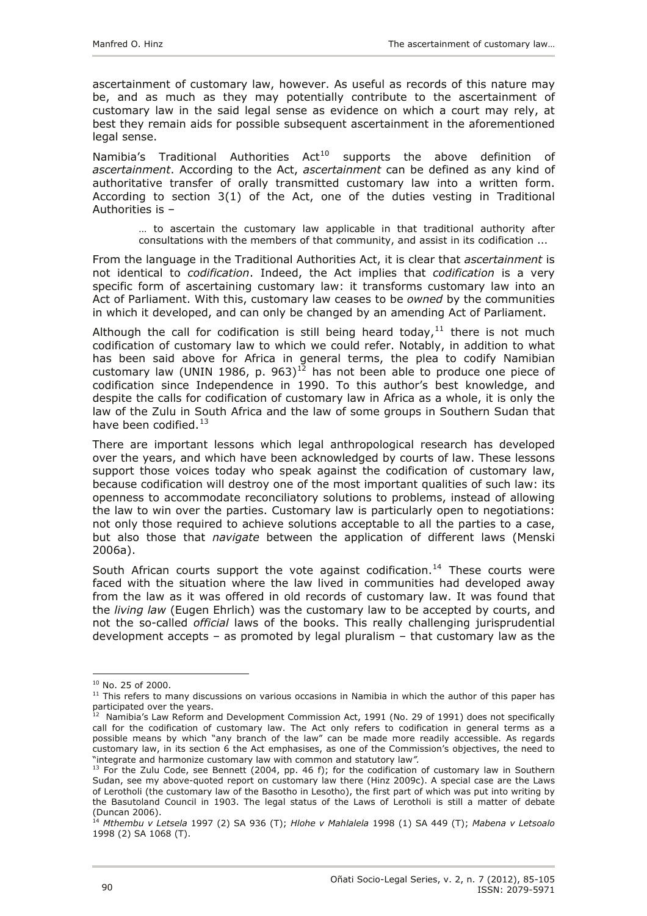ascertainment of customary law, however. As useful as records of this nature may be, and as much as they may potentially contribute to the ascertainment of customary law in the said legal sense as evidence on which a court may rely, at best they remain aids for possible subsequent ascertainment in the aforementioned legal sense.

Namibia's Traditional Authorities Act[10] supports the above definition of *ascertainment*. According to the Act, *ascertainment* can be defined as any kind of authoritative transfer of orally transmitted customary law into a written form. According to section 3(1) of the Act, one of the duties vesting in Traditional Authorities is –

> … to ascertain the customary law applicable in that traditional authority after consultations with the members of that community, and assist in its codification ...

From the language in the Traditional Authorities Act, it is clear that *ascertainment* is not identical to *codification*. Indeed, the Act implies that *codification* is a very specific form of ascertaining customary law: it transforms customary law into an Act of Parliament. With this, customary law ceases to be *owned* by the communities in which it developed, and can only be changed by an amending Act of Parliament.

Although the call for codification is still being heard today,[11] there is not much codification of customary law to which we could refer. Notably, in addition to what has been said above for Africa in general terms, the plea to codify Namibian customary law (UNIN 1986, p. 963)[12] has not been able to produce one piece of codification since Independence in 1990. To this author's best knowledge, and despite the calls for codification of customary law in Africa as a whole, it is only the law of the Zulu in South Africa and the law of some groups in Southern Sudan that have been codified.[13]

There are important lessons which legal anthropological research has developed over the years, and which have been acknowledged by courts of law. These lessons support those voices today who speak against the codification of customary law, because codification will destroy one of the most important qualities of such law: its openness to accommodate reconciliatory solutions to problems, instead of allowing the law to win over the parties. Customary law is particularly open to negotiations: not only those required to achieve solutions acceptable to all the parties to a case, but also those that *navigate* between the application of different laws (Menski 2006a).

South African courts support the vote against codification.[14] These courts were faced with the situation where the law lived in communities had developed away from the law as it was offered in old records of customary law. It was found that the *living law* (Eugen Ehrlich) was the customary law to be accepted by courts, and not the so-called *official* laws of the books. This really challenging jurisprudential development accepts – as promoted by legal pluralism – that customary law as the

---

[10] No. 25 of 2000.

[11] This refers to many discussions on various occasions in Namibia in which the author of this paper has participated over the years.

[12] Namibia's Law Reform and Development Commission Act, 1991 (No. 29 of 1991) does not specifically call for the codification of customary law. The Act only refers to codification in general terms as a possible means by which "any branch of the law" can be made more readily accessible. As regards customary law, in its section 6 the Act emphasises, as one of the Commission's objectives, the need to "integrate and harmonize customary law with common and statutory law*".*

[13] For the Zulu Code, see Bennett (2004, pp. 46 f); for the codification of customary law in Southern Sudan, see my above-quoted report on customary law there (Hinz 2009c). A special case are the Laws of Lerotholi (the customary law of the Basotho in Lesotho), the first part of which was put into writing by the Basutoland Council in 1903. The legal status of the Laws of Lerotholi is still a matter of debate (Duncan 2006).

[14] *Mthembu v Letsela* 1997 (2) SA 936 (T); *Hlohe v Mahlalela* 1998 (1) SA 449 (T); *Mabena v Letsoalo* 1998 (2) SA 1068 (T).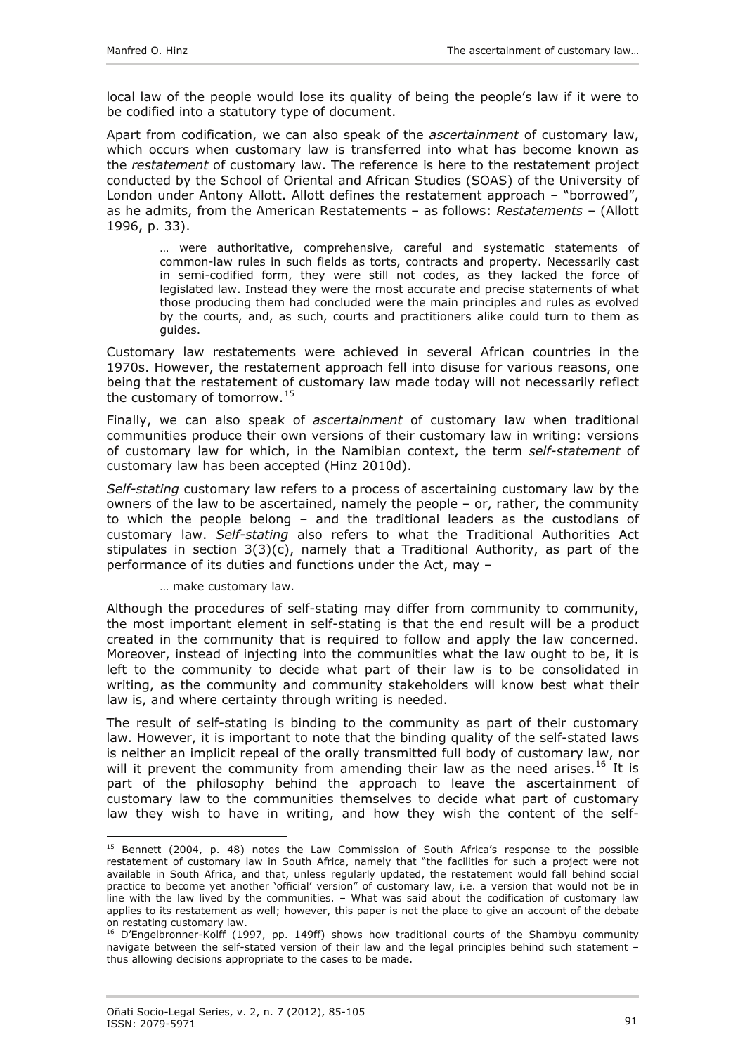local law of the people would lose its quality of being the people's law if it were to be codified into a statutory type of document.

Apart from codification, we can also speak of the *ascertainment* of customary law, which occurs when customary law is transferred into what has become known as the *restatement* of customary law. The reference is here to the restatement project conducted by the School of Oriental and African Studies (SOAS) of the University of London under Antony Allott. Allott defines the restatement approach – "borrowed", as he admits, from the American Restatements – as follows: *Restatements* – (Allott 1996, p. 33).

> … were authoritative, comprehensive, careful and systematic statements of common-law rules in such fields as torts, contracts and property. Necessarily cast in semi-codified form, they were still not codes, as they lacked the force of legislated law. Instead they were the most accurate and precise statements of what those producing them had concluded were the main principles and rules as evolved by the courts, and, as such, courts and practitioners alike could turn to them as guides.

Customary law restatements were achieved in several African countries in the 1970s. However, the restatement approach fell into disuse for various reasons, one being that the restatement of customary law made today will not necessarily reflect the customary of tomorrow.[15]

Finally, we can also speak of *ascertainment* of customary law when traditional communities produce their own versions of their customary law in writing: versions of customary law for which, in the Namibian context, the term *self-statement* of customary law has been accepted (Hinz 2010d).

*Self-stating* customary law refers to a process of ascertaining customary law by the owners of the law to be ascertained, namely the people – or, rather, the community to which the people belong – and the traditional leaders as the custodians of customary law. *Self-stating* also refers to what the Traditional Authorities Act stipulates in section 3(3)(c), namely that a Traditional Authority, as part of the performance of its duties and functions under the Act, may –

> … make customary law.

Although the procedures of self-stating may differ from community to community, the most important element in self-stating is that the end result will be a product created in the community that is required to follow and apply the law concerned. Moreover, instead of injecting into the communities what the law ought to be, it is left to the community to decide what part of their law is to be consolidated in writing, as the community and community stakeholders will know best what their law is, and where certainty through writing is needed.

The result of self-stating is binding to the community as part of their customary law. However, it is important to note that the binding quality of the self-stated laws is neither an implicit repeal of the orally transmitted full body of customary law, nor will it prevent the community from amending their law as the need arises.[16] It is part of the philosophy behind the approach to leave the ascertainment of customary law to the communities themselves to decide what part of customary law they wish to have in writing, and how they wish the content of the self-

---

[15] Bennett (2004, p. 48) notes the Law Commission of South Africa's response to the possible restatement of customary law in South Africa, namely that "the facilities for such a project were not available in South Africa, and that, unless regularly updated, the restatement would fall behind social practice to become yet another 'official' version" of customary law, i.e. a version that would not be in line with the law lived by the communities. – What was said about the codification of customary law applies to its restatement as well; however, this paper is not the place to give an account of the debate on restating customary law.

[16] D'Engelbronner-Kolff (1997, pp. 149ff) shows how traditional courts of the Shambyu community navigate between the self-stated version of their law and the legal principles behind such statement – thus allowing decisions appropriate to the cases to be made.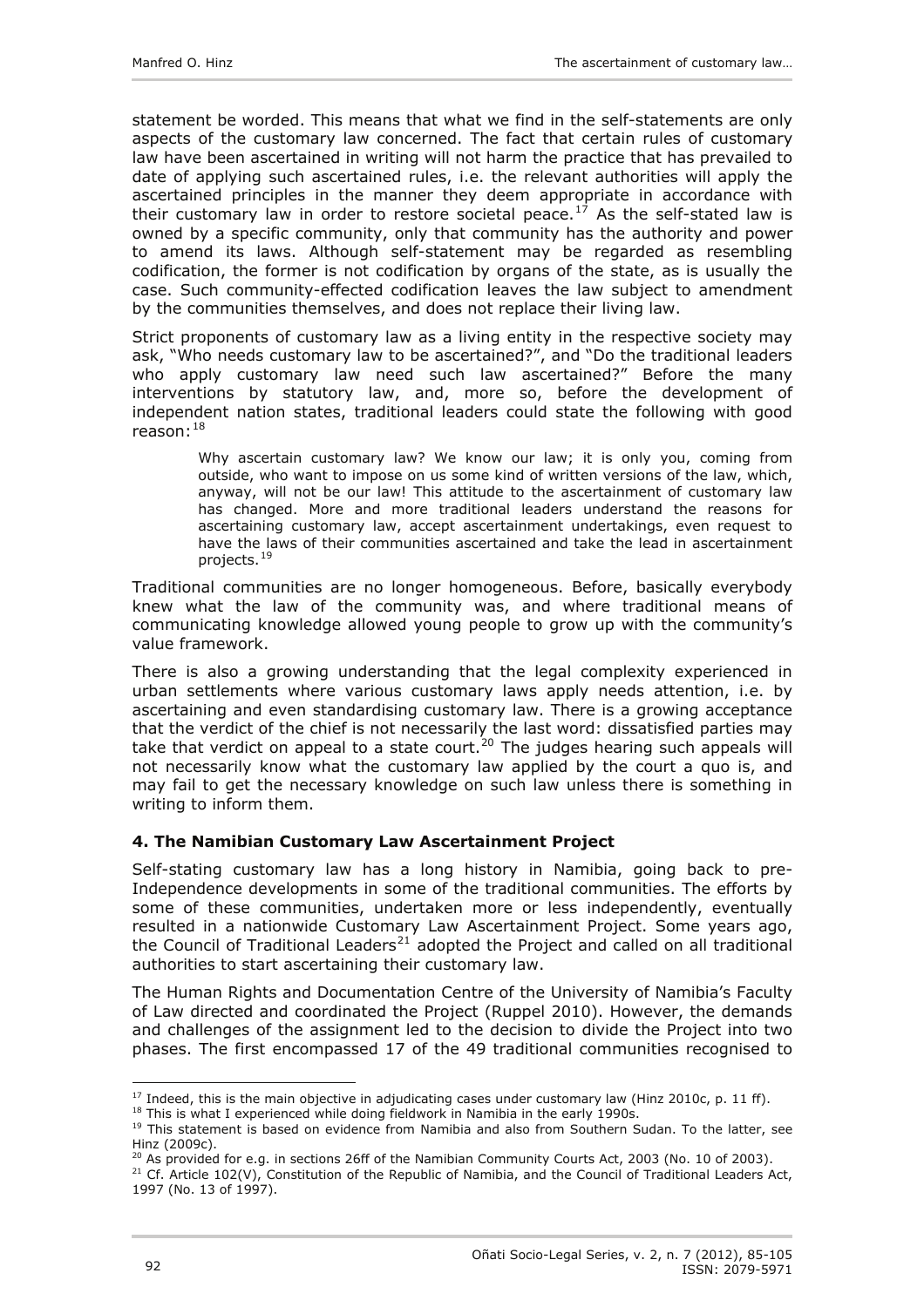statement be worded. This means that what we find in the self-statements are only aspects of the customary law concerned. The fact that certain rules of customary law have been ascertained in writing will not harm the practice that has prevailed to date of applying such ascertained rules, i.e. the relevant authorities will apply the ascertained principles in the manner they deem appropriate in accordance with their customary law in order to restore societal peace.[17] As the self-stated law is owned by a specific community, only that community has the authority and power to amend its laws. Although self-statement may be regarded as resembling codification, the former is not codification by organs of the state, as is usually the case. Such community-effected codification leaves the law subject to amendment by the communities themselves, and does not replace their living law.

Strict proponents of customary law as a living entity in the respective society may ask, "Who needs customary law to be ascertained?", and "Do the traditional leaders who apply customary law need such law ascertained?" Before the many interventions by statutory law, and, more so, before the development of independent nation states, traditional leaders could state the following with good reason:[18]

> Why ascertain customary law? We know our law; it is only you, coming from outside, who want to impose on us some kind of written versions of the law, which, anyway, will not be our law! This attitude to the ascertainment of customary law has changed. More and more traditional leaders understand the reasons for ascertaining customary law, accept ascertainment undertakings, even request to have the laws of their communities ascertained and take the lead in ascertainment projects.[19]

Traditional communities are no longer homogeneous. Before, basically everybody knew what the law of the community was, and where traditional means of communicating knowledge allowed young people to grow up with the community's value framework.

There is also a growing understanding that the legal complexity experienced in urban settlements where various customary laws apply needs attention, i.e. by ascertaining and even standardising customary law. There is a growing acceptance that the verdict of the chief is not necessarily the last word: dissatisfied parties may take that verdict on appeal to a state court.[20] The judges hearing such appeals will not necessarily know what the customary law applied by the court a quo is, and may fail to get the necessary knowledge on such law unless there is something in writing to inform them.

### 4. The Namibian Customary Law Ascertainment Project

Self-stating customary law has a long history in Namibia, going back to pre-Independence developments in some of the traditional communities. The efforts by some of these communities, undertaken more or less independently, eventually resulted in a nationwide Customary Law Ascertainment Project. Some years ago, the Council of Traditional Leaders[21] adopted the Project and called on all traditional authorities to start ascertaining their customary law.

The Human Rights and Documentation Centre of the University of Namibia's Faculty of Law directed and coordinated the Project (Ruppel 2010). However, the demands and challenges of the assignment led to the decision to divide the Project into two phases. The first encompassed 17 of the 49 traditional communities recognised to

---

[17] Indeed, this is the main objective in adjudicating cases under customary law (Hinz 2010c, p. 11 ff).

[18] This is what I experienced while doing fieldwork in Namibia in the early 1990s.

[19] This statement is based on evidence from Namibia and also from Southern Sudan. To the latter, see Hinz (2009c).

[20] As provided for e.g. in sections 26ff of the Namibian Community Courts Act, 2003 (No. 10 of 2003).

[21] Cf. Article 102(V), Constitution of the Republic of Namibia, and the Council of Traditional Leaders Act, 1997 (No. 13 of 1997).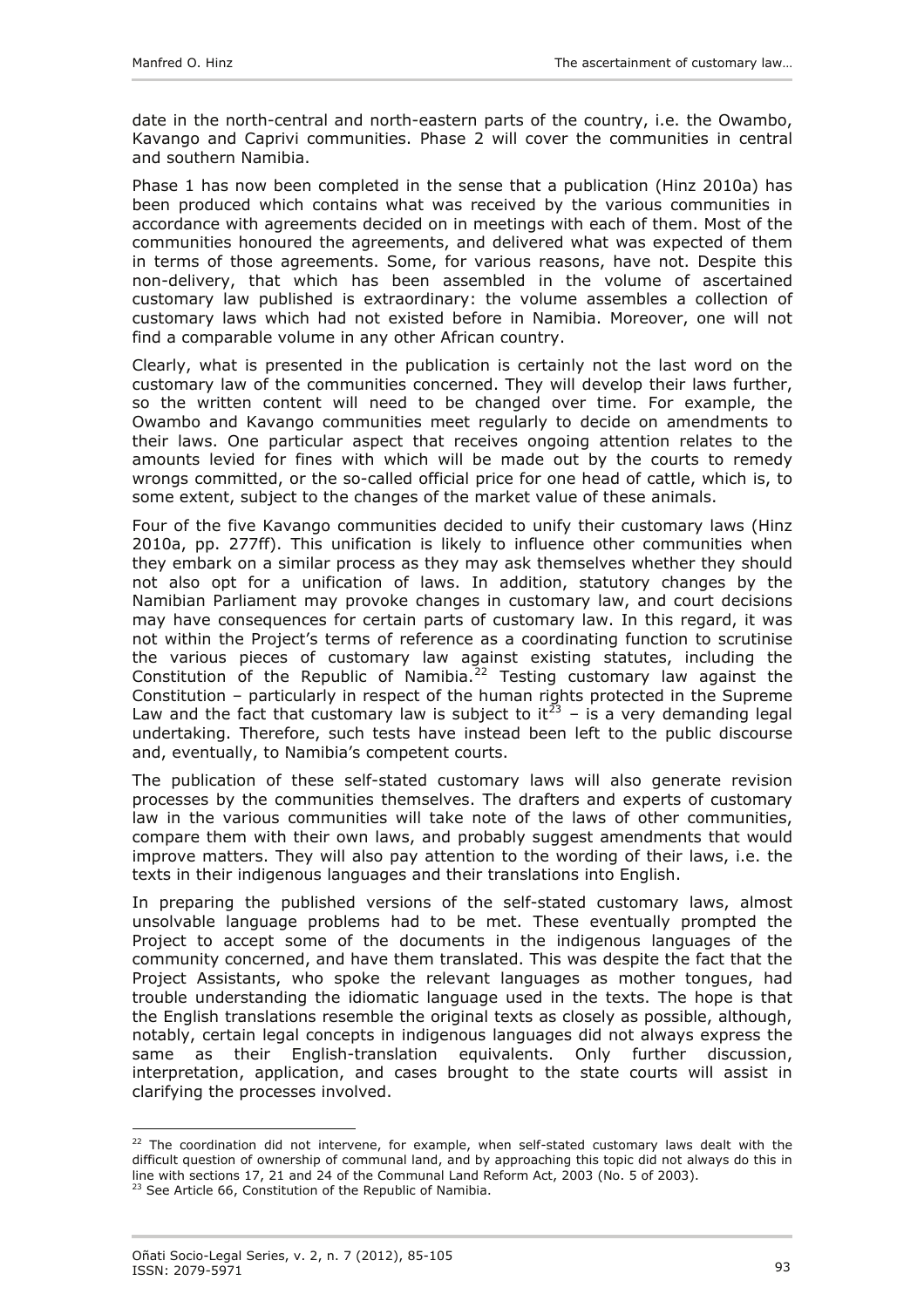date in the north-central and north-eastern parts of the country, i.e. the Owambo, Kavango and Caprivi communities. Phase 2 will cover the communities in central and southern Namibia.

Phase 1 has now been completed in the sense that a publication (Hinz 2010a) has been produced which contains what was received by the various communities in accordance with agreements decided on in meetings with each of them. Most of the communities honoured the agreements, and delivered what was expected of them in terms of those agreements. Some, for various reasons, have not. Despite this non-delivery, that which has been assembled in the volume of ascertained customary law published is extraordinary: the volume assembles a collection of customary laws which had not existed before in Namibia. Moreover, one will not find a comparable volume in any other African country.

Clearly, what is presented in the publication is certainly not the last word on the customary law of the communities concerned. They will develop their laws further, so the written content will need to be changed over time. For example, the Owambo and Kavango communities meet regularly to decide on amendments to their laws. One particular aspect that receives ongoing attention relates to the amounts levied for fines with which will be made out by the courts to remedy wrongs committed, or the so-called official price for one head of cattle, which is, to some extent, subject to the changes of the market value of these animals.

Four of the five Kavango communities decided to unify their customary laws (Hinz 2010a, pp. 277ff). This unification is likely to influence other communities when they embark on a similar process as they may ask themselves whether they should not also opt for a unification of laws. In addition, statutory changes by the Namibian Parliament may provoke changes in customary law, and court decisions may have consequences for certain parts of customary law. In this regard, it was not within the Project's terms of reference as a coordinating function to scrutinise the various pieces of customary law against existing statutes, including the Constitution of the Republic of Namibia.[22] Testing customary law against the Constitution – particularly in respect of the human rights protected in the Supreme Law and the fact that customary law is subject to it[23] – is a very demanding legal undertaking. Therefore, such tests have instead been left to the public discourse and, eventually, to Namibia's competent courts.

The publication of these self-stated customary laws will also generate revision processes by the communities themselves. The drafters and experts of customary law in the various communities will take note of the laws of other communities, compare them with their own laws, and probably suggest amendments that would improve matters. They will also pay attention to the wording of their laws, i.e. the texts in their indigenous languages and their translations into English.

In preparing the published versions of the self-stated customary laws, almost unsolvable language problems had to be met. These eventually prompted the Project to accept some of the documents in the indigenous languages of the community concerned, and have them translated. This was despite the fact that the Project Assistants, who spoke the relevant languages as mother tongues, had trouble understanding the idiomatic language used in the texts. The hope is that the English translations resemble the original texts as closely as possible, although, notably, certain legal concepts in indigenous languages did not always express the same as their English-translation equivalents. Only further discussion, interpretation, application, and cases brought to the state courts will assist in clarifying the processes involved.

---

[22] The coordination did not intervene, for example, when self-stated customary laws dealt with the difficult question of ownership of communal land, and by approaching this topic did not always do this in line with sections 17, 21 and 24 of the Communal Land Reform Act, 2003 (No. 5 of 2003).

[23] See Article 66, Constitution of the Republic of Namibia.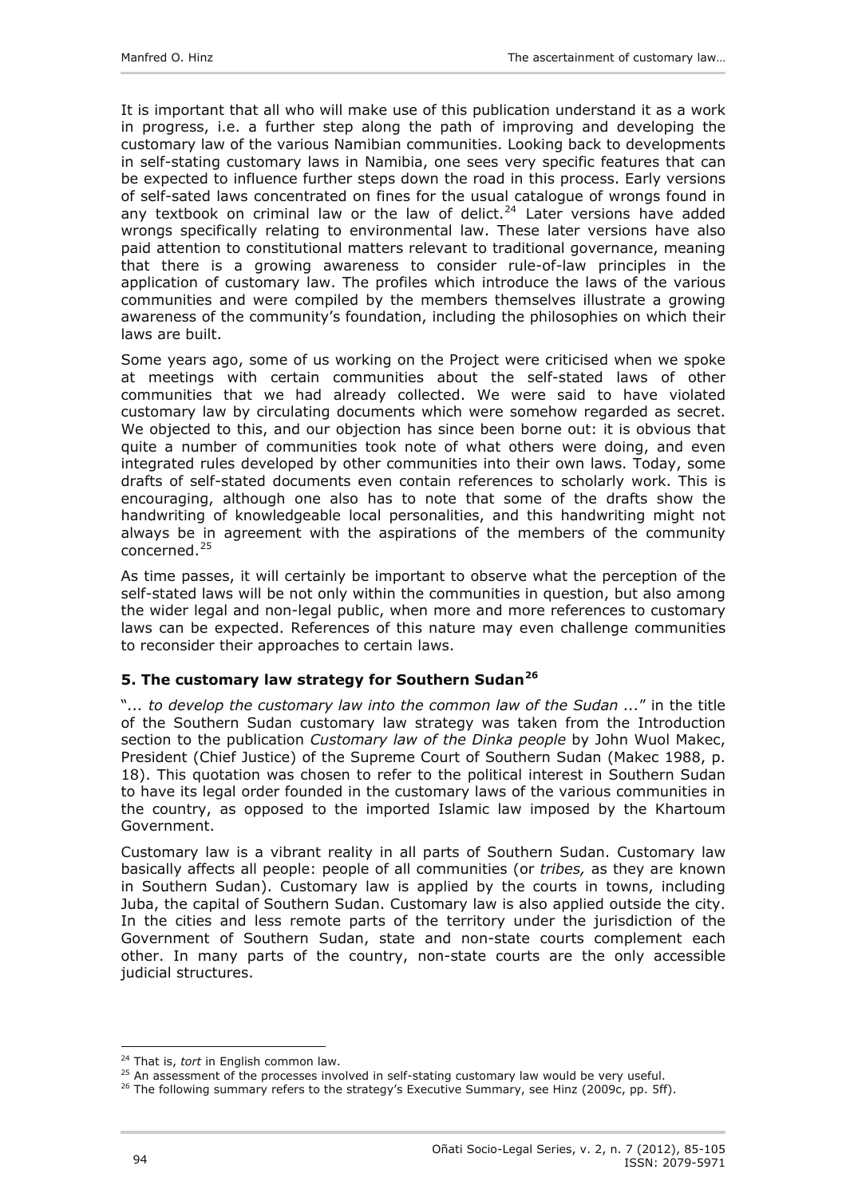It is important that all who will make use of this publication understand it as a work in progress, i.e. a further step along the path of improving and developing the customary law of the various Namibian communities. Looking back to developments in self-stating customary laws in Namibia, one sees very specific features that can be expected to influence further steps down the road in this process. Early versions of self-sated laws concentrated on fines for the usual catalogue of wrongs found in any textbook on criminal law or the law of delict.[24] Later versions have added wrongs specifically relating to environmental law. These later versions have also paid attention to constitutional matters relevant to traditional governance, meaning that there is a growing awareness to consider rule-of-law principles in the application of customary law. The profiles which introduce the laws of the various communities and were compiled by the members themselves illustrate a growing awareness of the community's foundation, including the philosophies on which their laws are built.

Some years ago, some of us working on the Project were criticised when we spoke at meetings with certain communities about the self-stated laws of other communities that we had already collected. We were said to have violated customary law by circulating documents which were somehow regarded as secret. We objected to this, and our objection has since been borne out: it is obvious that quite a number of communities took note of what others were doing, and even integrated rules developed by other communities into their own laws. Today, some drafts of self-stated documents even contain references to scholarly work. This is encouraging, although one also has to note that some of the drafts show the handwriting of knowledgeable local personalities, and this handwriting might not always be in agreement with the aspirations of the members of the community concerned.[25]

As time passes, it will certainly be important to observe what the perception of the self-stated laws will be not only within the communities in question, but also among the wider legal and non-legal public, when more and more references to customary laws can be expected. References of this nature may even challenge communities to reconsider their approaches to certain laws.

### 5. The customary law strategy for Southern Sudan[26]

"*... to develop the customary law into the common law of the Sudan ...*" in the title of the Southern Sudan customary law strategy was taken from the Introduction section to the publication *Customary law of the Dinka people* by John Wuol Makec, President (Chief Justice) of the Supreme Court of Southern Sudan (Makec 1988, p. 18). This quotation was chosen to refer to the political interest in Southern Sudan to have its legal order founded in the customary laws of the various communities in the country, as opposed to the imported Islamic law imposed by the Khartoum Government.

Customary law is a vibrant reality in all parts of Southern Sudan. Customary law basically affects all people: people of all communities (or *tribes,* as they are known in Southern Sudan). Customary law is applied by the courts in towns, including Juba, the capital of Southern Sudan. Customary law is also applied outside the city. In the cities and less remote parts of the territory under the jurisdiction of the Government of Southern Sudan, state and non-state courts complement each other. In many parts of the country, non-state courts are the only accessible judicial structures.

---

[24] That is, *tort* in English common law.

[25] An assessment of the processes involved in self-stating customary law would be very useful.

[26] The following summary refers to the strategy's Executive Summary, see Hinz (2009c, pp. 5ff).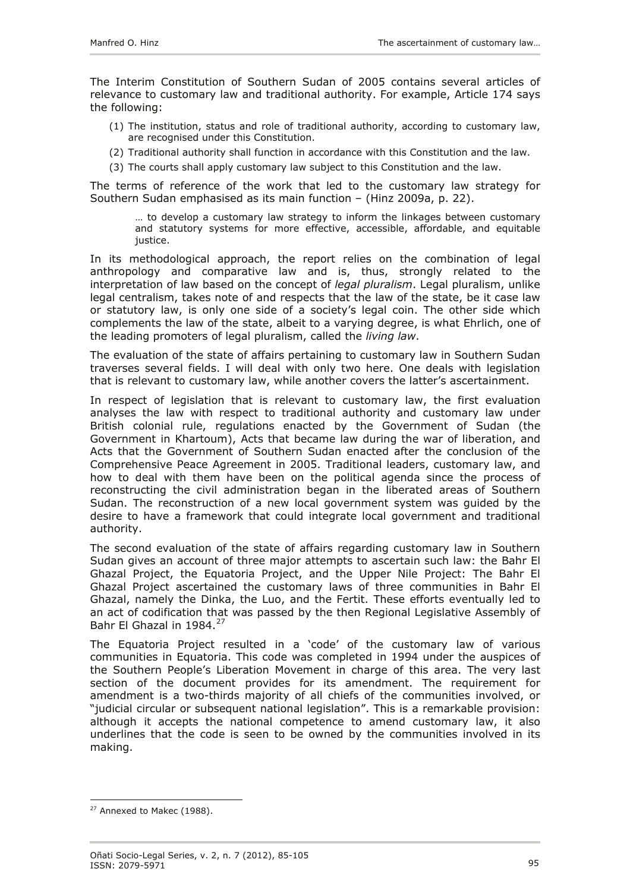The Interim Constitution of Southern Sudan of 2005 contains several articles of relevance to customary law and traditional authority. For example, Article 174 says the following:

(1) The institution, status and role of traditional authority, according to customary law, are recognised under this Constitution.
(2) Traditional authority shall function in accordance with this Constitution and the law.
(3) The courts shall apply customary law subject to this Constitution and the law.

The terms of reference of the work that led to the customary law strategy for Southern Sudan emphasised as its main function – (Hinz 2009a, p. 22).

> … to develop a customary law strategy to inform the linkages between customary and statutory systems for more effective, accessible, affordable, and equitable justice.

In its methodological approach, the report relies on the combination of legal anthropology and comparative law and is, thus, strongly related to the interpretation of law based on the concept of *legal pluralism*. Legal pluralism, unlike legal centralism, takes note of and respects that the law of the state, be it case law or statutory law, is only one side of a society's legal coin. The other side which complements the law of the state, albeit to a varying degree, is what Ehrlich, one of the leading promoters of legal pluralism, called the *living law*.

The evaluation of the state of affairs pertaining to customary law in Southern Sudan traverses several fields. I will deal with only two here. One deals with legislation that is relevant to customary law, while another covers the latter's ascertainment.

In respect of legislation that is relevant to customary law, the first evaluation analyses the law with respect to traditional authority and customary law under British colonial rule, regulations enacted by the Government of Sudan (the Government in Khartoum), Acts that became law during the war of liberation, and Acts that the Government of Southern Sudan enacted after the conclusion of the Comprehensive Peace Agreement in 2005. Traditional leaders, customary law, and how to deal with them have been on the political agenda since the process of reconstructing the civil administration began in the liberated areas of Southern Sudan. The reconstruction of a new local government system was guided by the desire to have a framework that could integrate local government and traditional authority.

The second evaluation of the state of affairs regarding customary law in Southern Sudan gives an account of three major attempts to ascertain such law: the Bahr El Ghazal Project, the Equatoria Project, and the Upper Nile Project: The Bahr El Ghazal Project ascertained the customary laws of three communities in Bahr El Ghazal, namely the Dinka, the Luo, and the Fertit. These efforts eventually led to an act of codification that was passed by the then Regional Legislative Assembly of Bahr El Ghazal in 1984.[27]

The Equatoria Project resulted in a 'code' of the customary law of various communities in Equatoria. This code was completed in 1994 under the auspices of the Southern People's Liberation Movement in charge of this area. The very last section of the document provides for its amendment. The requirement for amendment is a two-thirds majority of all chiefs of the communities involved, or "judicial circular or subsequent national legislation". This is a remarkable provision: although it accepts the national competence to amend customary law, it also underlines that the code is seen to be owned by the communities involved in its making.

[27] Annexed to Makec (1988).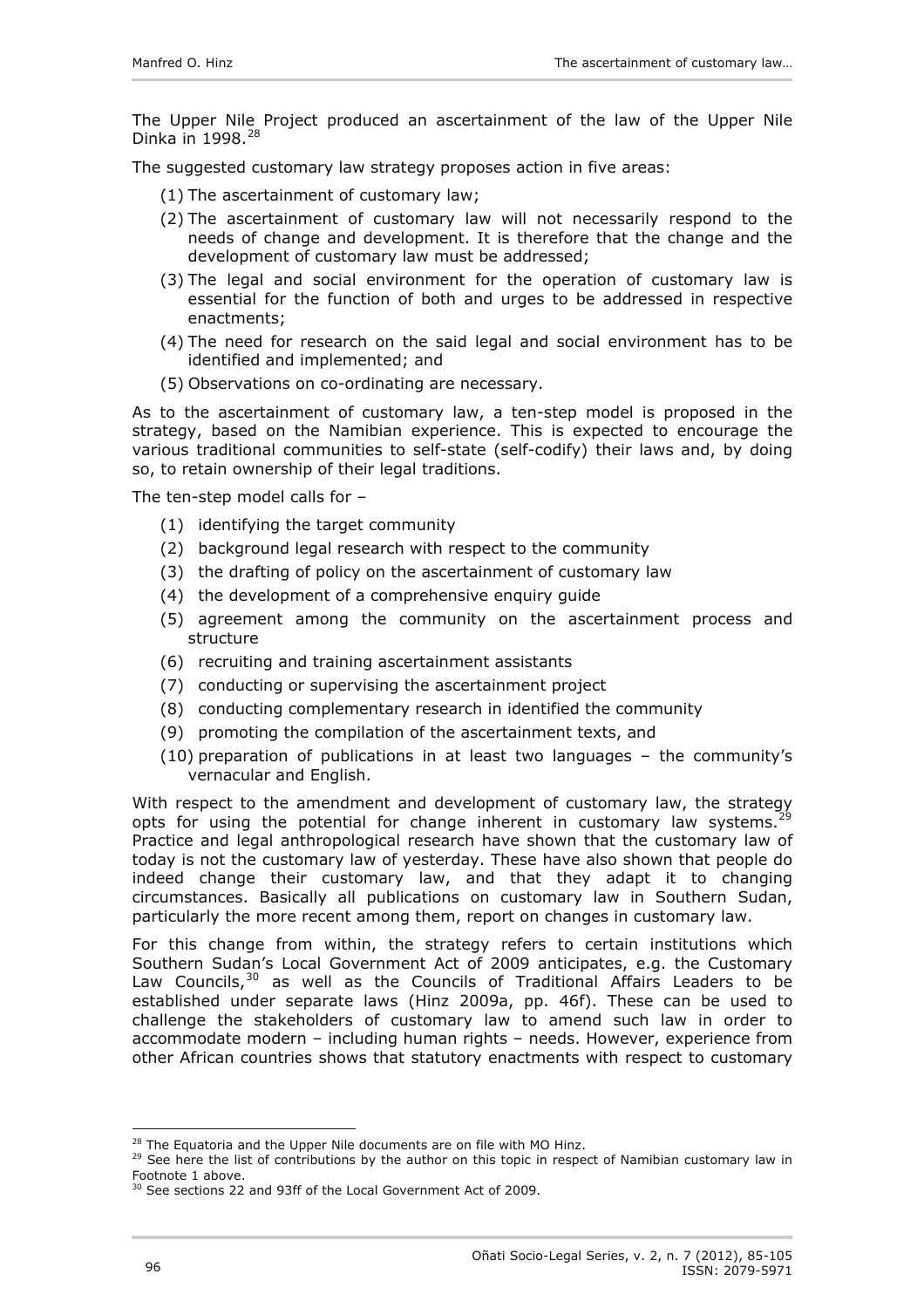The Upper Nile Project produced an ascertainment of the law of the Upper Nile Dinka in 1998.[28]

The suggested customary law strategy proposes action in five areas:

(1) The ascertainment of customary law;

(2) The ascertainment of customary law will not necessarily respond to the needs of change and development. It is therefore that the change and the development of customary law must be addressed;

(3) The legal and social environment for the operation of customary law is essential for the function of both and urges to be addressed in respective enactments;

(4) The need for research on the said legal and social environment has to be identified and implemented; and

(5) Observations on co-ordinating are necessary.

As to the ascertainment of customary law, a ten-step model is proposed in the strategy, based on the Namibian experience. This is expected to encourage the various traditional communities to self-state (self-codify) their laws and, by doing so, to retain ownership of their legal traditions.

The ten-step model calls for –

(1) identifying the target community

(2) background legal research with respect to the community

(3) the drafting of policy on the ascertainment of customary law

(4) the development of a comprehensive enquiry guide

(5) agreement among the community on the ascertainment process and structure

(6) recruiting and training ascertainment assistants

(7) conducting or supervising the ascertainment project

(8) conducting complementary research in identified the community

(9) promoting the compilation of the ascertainment texts, and

(10) preparation of publications in at least two languages – the community's vernacular and English.

With respect to the amendment and development of customary law, the strategy opts for using the potential for change inherent in customary law systems.[29] Practice and legal anthropological research have shown that the customary law of today is not the customary law of yesterday. These have also shown that people do indeed change their customary law, and that they adapt it to changing circumstances. Basically all publications on customary law in Southern Sudan, particularly the more recent among them, report on changes in customary law.

For this change from within, the strategy refers to certain institutions which Southern Sudan's Local Government Act of 2009 anticipates, e.g. the Customary Law Councils,[30] as well as the Councils of Traditional Affairs Leaders to be established under separate laws (Hinz 2009a, pp. 46f). These can be used to challenge the stakeholders of customary law to amend such law in order to accommodate modern – including human rights – needs. However, experience from other African countries shows that statutory enactments with respect to customary

---

[28] The Equatoria and the Upper Nile documents are on file with MO Hinz.

[29] See here the list of contributions by the author on this topic in respect of Namibian customary law in Footnote 1 above.

[30] See sections 22 and 93ff of the Local Government Act of 2009.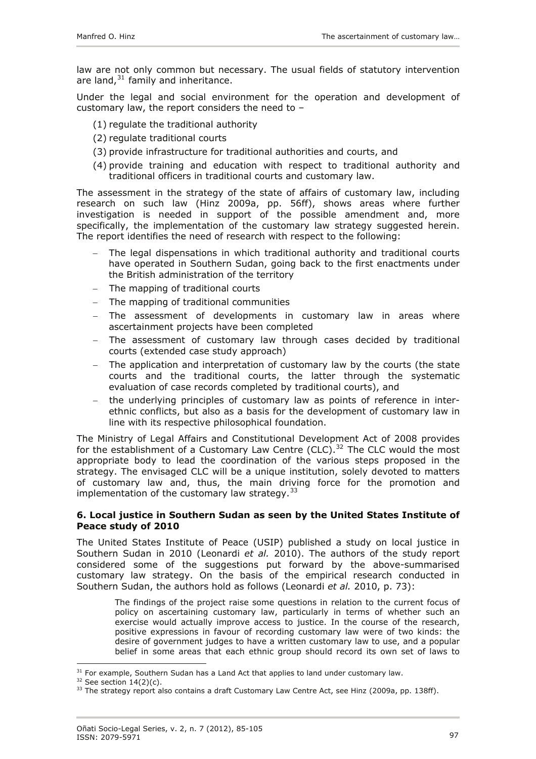law are not only common but necessary. The usual fields of statutory intervention are land,[31] family and inheritance.

Under the legal and social environment for the operation and development of customary law, the report considers the need to –

(1) regulate the traditional authority
(2) regulate traditional courts
(3) provide infrastructure for traditional authorities and courts, and
(4) provide training and education with respect to traditional authority and traditional officers in traditional courts and customary law.

The assessment in the strategy of the state of affairs of customary law, including research on such law (Hinz 2009a, pp. 56ff), shows areas where further investigation is needed in support of the possible amendment and, more specifically, the implementation of the customary law strategy suggested herein. The report identifies the need of research with respect to the following:

- The legal dispensations in which traditional authority and traditional courts have operated in Southern Sudan, going back to the first enactments under the British administration of the territory
- The mapping of traditional courts
- The mapping of traditional communities
- The assessment of developments in customary law in areas where ascertainment projects have been completed
- The assessment of customary law through cases decided by traditional courts (extended case study approach)
- The application and interpretation of customary law by the courts (the state courts and the traditional courts, the latter through the systematic evaluation of case records completed by traditional courts), and
- the underlying principles of customary law as points of reference in inter-ethnic conflicts, but also as a basis for the development of customary law in line with its respective philosophical foundation.

The Ministry of Legal Affairs and Constitutional Development Act of 2008 provides for the establishment of a Customary Law Centre (CLC).[32] The CLC would the most appropriate body to lead the coordination of the various steps proposed in the strategy. The envisaged CLC will be a unique institution, solely devoted to matters of customary law and, thus, the main driving force for the promotion and implementation of the customary law strategy.[33]

### 6. Local justice in Southern Sudan as seen by the United States Institute of Peace study of 2010

The United States Institute of Peace (USIP) published a study on local justice in Southern Sudan in 2010 (Leonardi *et al.* 2010). The authors of the study report considered some of the suggestions put forward by the above-summarised customary law strategy. On the basis of the empirical research conducted in Southern Sudan, the authors hold as follows (Leonardi *et al.* 2010, p. 73):

> The findings of the project raise some questions in relation to the current focus of policy on ascertaining customary law, particularly in terms of whether such an exercise would actually improve access to justice. In the course of the research, positive expressions in favour of recording customary law were of two kinds: the desire of government judges to have a written customary law to use, and a popular belief in some areas that each ethnic group should record its own set of laws to

---

[31] For example, Southern Sudan has a Land Act that applies to land under customary law.

[32] See section 14(2)(c).

[33] The strategy report also contains a draft Customary Law Centre Act, see Hinz (2009a, pp. 138ff).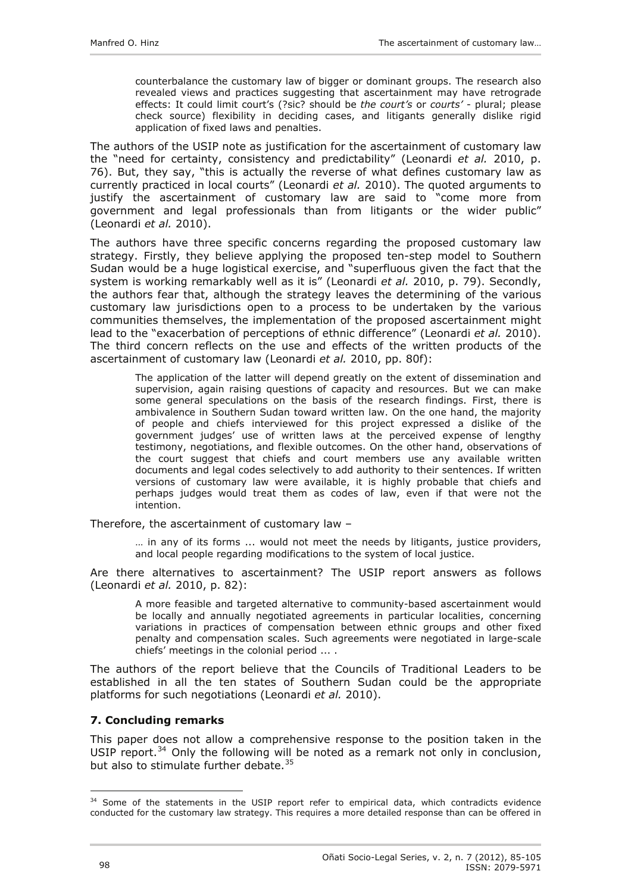counterbalance the customary law of bigger or dominant groups. The research also revealed views and practices suggesting that ascertainment may have retrograde effects: It could limit court's (?sic? should be *the court's* or *courts'* - plural; please check source) flexibility in deciding cases, and litigants generally dislike rigid application of fixed laws and penalties.

The authors of the USIP note as justification for the ascertainment of customary law the "need for certainty, consistency and predictability" (Leonardi *et al.* 2010, p. 76). But, they say, "this is actually the reverse of what defines customary law as currently practiced in local courts" (Leonardi *et al.* 2010). The quoted arguments to justify the ascertainment of customary law are said to "come more from government and legal professionals than from litigants or the wider public" (Leonardi *et al.* 2010).

The authors have three specific concerns regarding the proposed customary law strategy. Firstly, they believe applying the proposed ten-step model to Southern Sudan would be a huge logistical exercise, and "superfluous given the fact that the system is working remarkably well as it is" (Leonardi *et al.* 2010, p. 79). Secondly, the authors fear that, although the strategy leaves the determining of the various customary law jurisdictions open to a process to be undertaken by the various communities themselves, the implementation of the proposed ascertainment might lead to the "exacerbation of perceptions of ethnic difference" (Leonardi *et al.* 2010). The third concern reflects on the use and effects of the written products of the ascertainment of customary law (Leonardi *et al.* 2010, pp. 80f):

> The application of the latter will depend greatly on the extent of dissemination and supervision, again raising questions of capacity and resources. But we can make some general speculations on the basis of the research findings. First, there is ambivalence in Southern Sudan toward written law. On the one hand, the majority of people and chiefs interviewed for this project expressed a dislike of the government judges' use of written laws at the perceived expense of lengthy testimony, negotiations, and flexible outcomes. On the other hand, observations of the court suggest that chiefs and court members use any available written documents and legal codes selectively to add authority to their sentences. If written versions of customary law were available, it is highly probable that chiefs and perhaps judges would treat them as codes of law, even if that were not the intention.

Therefore, the ascertainment of customary law –

> … in any of its forms ... would not meet the needs by litigants, justice providers, and local people regarding modifications to the system of local justice.

Are there alternatives to ascertainment? The USIP report answers as follows (Leonardi *et al.* 2010, p. 82):

> A more feasible and targeted alternative to community-based ascertainment would be locally and annually negotiated agreements in particular localities, concerning variations in practices of compensation between ethnic groups and other fixed penalty and compensation scales. Such agreements were negotiated in large-scale chiefs' meetings in the colonial period ... .

The authors of the report believe that the Councils of Traditional Leaders to be established in all the ten states of Southern Sudan could be the appropriate platforms for such negotiations (Leonardi *et al.* 2010).

## 7. Concluding remarks

This paper does not allow a comprehensive response to the position taken in the USIP report.[34] Only the following will be noted as a remark not only in conclusion, but also to stimulate further debate.[35]

---

[34] Some of the statements in the USIP report refer to empirical data, which contradicts evidence conducted for the customary law strategy. This requires a more detailed response than can be offered in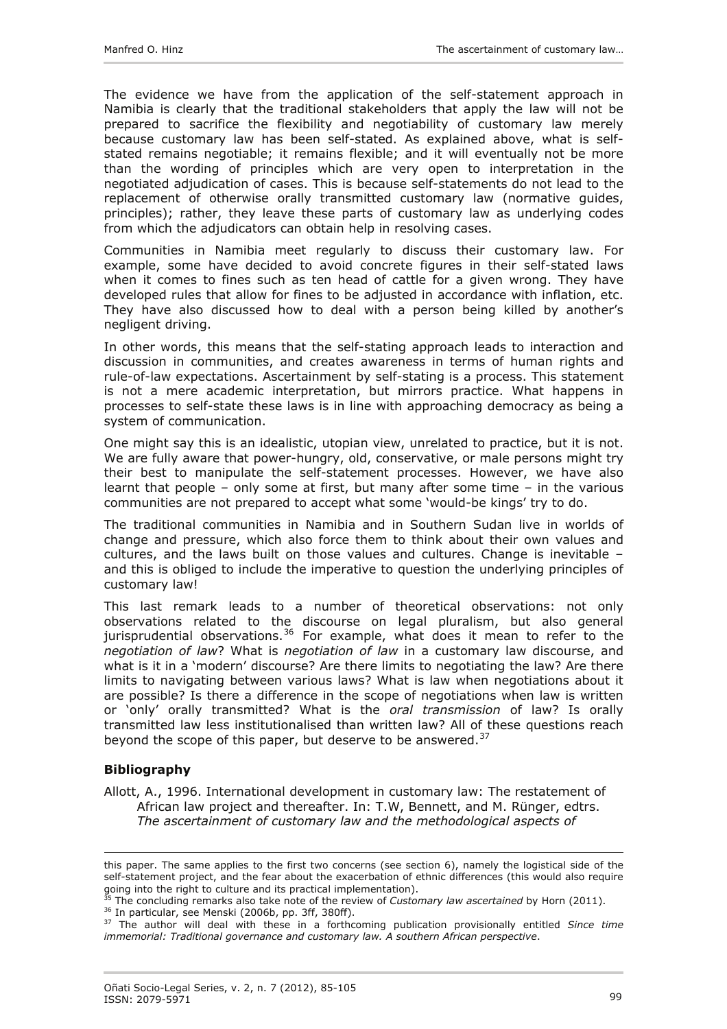The evidence we have from the application of the self-statement approach in Namibia is clearly that the traditional stakeholders that apply the law will not be prepared to sacrifice the flexibility and negotiability of customary law merely because customary law has been self-stated. As explained above, what is self-stated remains negotiable; it remains flexible; and it will eventually not be more than the wording of principles which are very open to interpretation in the negotiated adjudication of cases. This is because self-statements do not lead to the replacement of otherwise orally transmitted customary law (normative guides, principles); rather, they leave these parts of customary law as underlying codes from which the adjudicators can obtain help in resolving cases.

Communities in Namibia meet regularly to discuss their customary law. For example, some have decided to avoid concrete figures in their self-stated laws when it comes to fines such as ten head of cattle for a given wrong. They have developed rules that allow for fines to be adjusted in accordance with inflation, etc. They have also discussed how to deal with a person being killed by another's negligent driving.

In other words, this means that the self-stating approach leads to interaction and discussion in communities, and creates awareness in terms of human rights and rule-of-law expectations. Ascertainment by self-stating is a process. This statement is not a mere academic interpretation, but mirrors practice. What happens in processes to self-state these laws is in line with approaching democracy as being a system of communication.

One might say this is an idealistic, utopian view, unrelated to practice, but it is not. We are fully aware that power-hungry, old, conservative, or male persons might try their best to manipulate the self-statement processes. However, we have also learnt that people – only some at first, but many after some time – in the various communities are not prepared to accept what some 'would-be kings' try to do.

The traditional communities in Namibia and in Southern Sudan live in worlds of change and pressure, which also force them to think about their own values and cultures, and the laws built on those values and cultures. Change is inevitable – and this is obliged to include the imperative to question the underlying principles of customary law!

This last remark leads to a number of theoretical observations: not only observations related to the discourse on legal pluralism, but also general jurisprudential observations.[36] For example, what does it mean to refer to the *negotiation of law*? What is *negotiation of law* in a customary law discourse, and what is it in a 'modern' discourse? Are there limits to negotiating the law? Are there limits to navigating between various laws? What is law when negotiations about it are possible? Is there a difference in the scope of negotiations when law is written or 'only' orally transmitted? What is the *oral transmission* of law? Is orally transmitted law less institutionalised than written law? All of these questions reach beyond the scope of this paper, but deserve to be answered.[37]

### Bibliography

Allott, A., 1996. International development in customary law: The restatement of African law project and thereafter. In: T.W, Bennett, and M. Rünger, edtrs. *The ascertainment of customary law and the methodological aspects of*

---

this paper. The same applies to the first two concerns (see section 6), namely the logistical side of the self-statement project, and the fear about the exacerbation of ethnic differences (this would also require going into the right to culture and its practical implementation).

[35] The concluding remarks also take note of the review of *Customary law ascertained* by Horn (2011).

[36] In particular, see Menski (2006b, pp. 3ff, 380ff).

[37] The author will deal with these in a forthcoming publication provisionally entitled *Since time immemorial: Traditional governance and customary law. A southern African perspective*.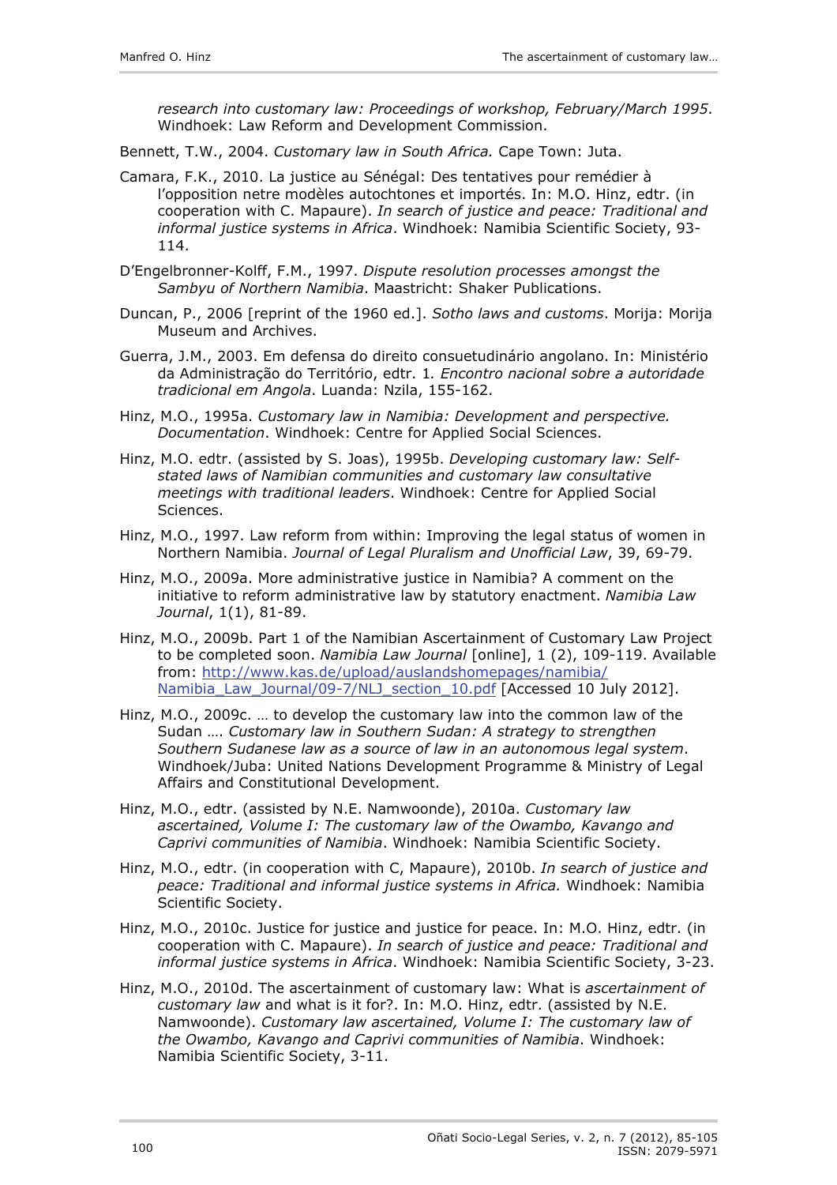*research into customary law: Proceedings of workshop, February/March 1995*. Windhoek: Law Reform and Development Commission.

Bennett, T.W., 2004. *Customary law in South Africa.* Cape Town: Juta.

Camara, F.K., 2010. La justice au Sénégal: Des tentatives pour remédier à l'opposition netre modèles autochtones et importés. In: M.O. Hinz, edtr. (in cooperation with C. Mapaure). *In search of justice and peace: Traditional and informal justice systems in Africa*. Windhoek: Namibia Scientific Society, 93-114.

D'Engelbronner-Kolff, F.M., 1997. *Dispute resolution processes amongst the Sambyu of Northern Namibia*. Maastricht: Shaker Publications.

Duncan, P., 2006 [reprint of the 1960 ed.]. *Sotho laws and customs*. Morija: Morija Museum and Archives.

Guerra, J.M., 2003. Em defensa do direito consuetudinário angolano. In: Ministério da Administração do Território, edtr. 1*. Encontro nacional sobre a autoridade tradicional em Angola*. Luanda: Nzila, 155-162.

Hinz, M.O., 1995a. *Customary law in Namibia: Development and perspective. Documentation*. Windhoek: Centre for Applied Social Sciences.

Hinz, M.O. edtr. (assisted by S. Joas), 1995b. *Developing customary law: Self-stated laws of Namibian communities and customary law consultative meetings with traditional leaders*. Windhoek: Centre for Applied Social Sciences.

Hinz, M.O., 1997. Law reform from within: Improving the legal status of women in Northern Namibia. *Journal of Legal Pluralism and Unofficial Law*, 39, 69-79.

Hinz, M.O., 2009a. More administrative justice in Namibia? A comment on the initiative to reform administrative law by statutory enactment. *Namibia Law Journal*, 1(1), 81-89.

Hinz, M.O., 2009b. Part 1 of the Namibian Ascertainment of Customary Law Project to be completed soon. *Namibia Law Journal* [online], 1 (2), 109-119. Available from: http://www.kas.de/upload/auslandshomepages/namibia/Namibia_Law_Journal/09-7/NLJ_section_10.pdf [Accessed 10 July 2012].

Hinz, M.O., 2009c. … to develop the customary law into the common law of the Sudan …. *Customary law in Southern Sudan: A strategy to strengthen Southern Sudanese law as a source of law in an autonomous legal system*. Windhoek/Juba: United Nations Development Programme & Ministry of Legal Affairs and Constitutional Development.

Hinz, M.O., edtr. (assisted by N.E. Namwoonde), 2010a. *Customary law ascertained, Volume I: The customary law of the Owambo, Kavango and Caprivi communities of Namibia*. Windhoek: Namibia Scientific Society.

Hinz, M.O., edtr. (in cooperation with C, Mapaure), 2010b. *In search of justice and peace: Traditional and informal justice systems in Africa.* Windhoek: Namibia Scientific Society.

Hinz, M.O., 2010c. Justice for justice and justice for peace. In: M.O. Hinz, edtr. (in cooperation with C. Mapaure). *In search of justice and peace: Traditional and informal justice systems in Africa*. Windhoek: Namibia Scientific Society, 3-23.

Hinz, M.O., 2010d. The ascertainment of customary law: What is *ascertainment of customary law* and what is it for?. In: M.O. Hinz, edtr. (assisted by N.E. Namwoonde). *Customary law ascertained, Volume I: The customary law of the Owambo, Kavango and Caprivi communities of Namibia*. Windhoek: Namibia Scientific Society, 3-11.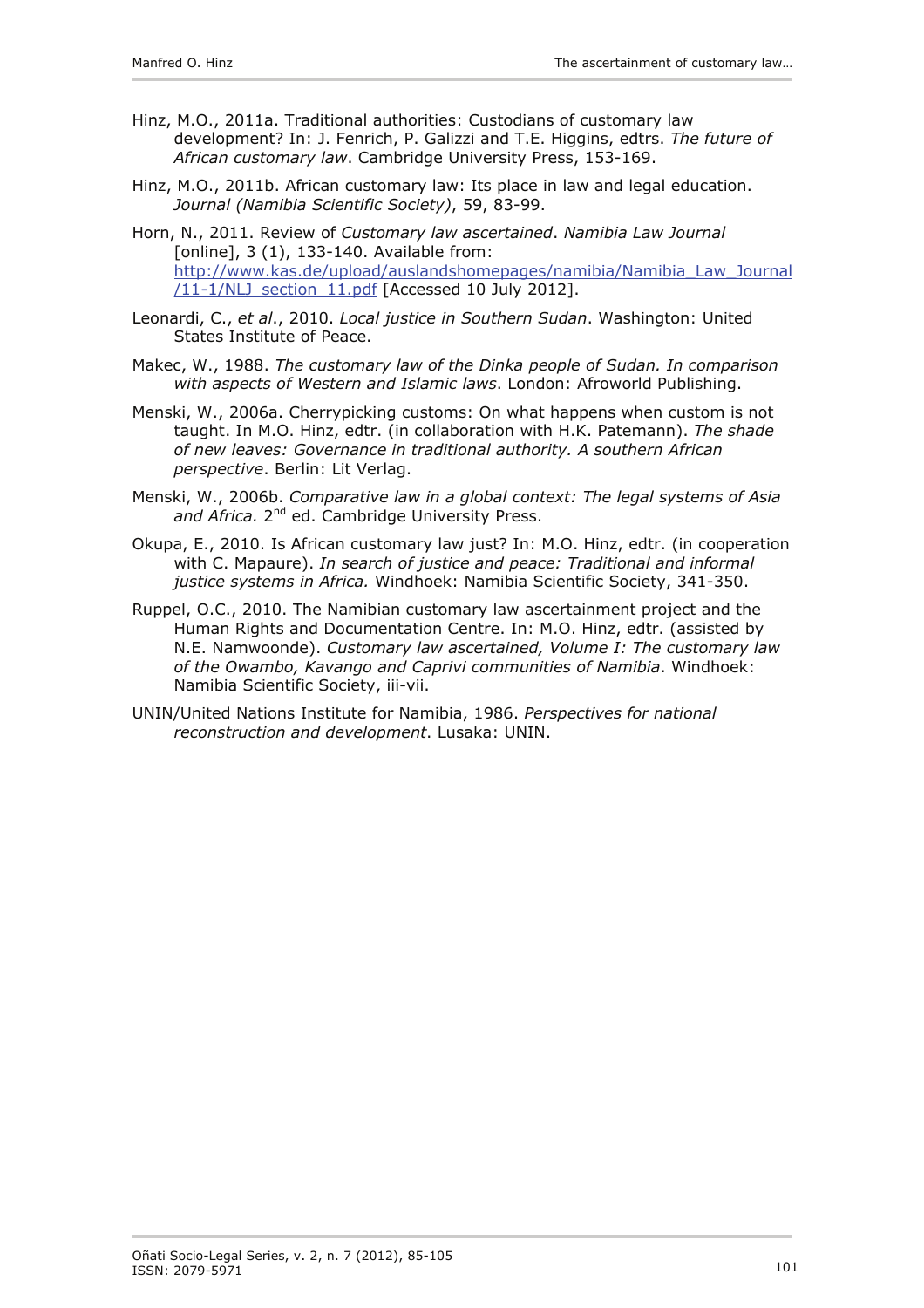Hinz, M.O., 2011a. Traditional authorities: Custodians of customary law development? In: J. Fenrich, P. Galizzi and T.E. Higgins, edtrs. *The future of African customary law*. Cambridge University Press, 153-169.

Hinz, M.O., 2011b. African customary law: Its place in law and legal education. *Journal (Namibia Scientific Society)*, 59, 83-99.

Horn, N., 2011. Review of *Customary law ascertained*. *Namibia Law Journal* [online], 3 (1), 133-140. Available from: http://www.kas.de/upload/auslandshomepages/namibia/Namibia_Law_Journal/11-1/NLJ_section_11.pdf [Accessed 10 July 2012].

Leonardi, C., *et al*., 2010. *Local justice in Southern Sudan*. Washington: United States Institute of Peace.

Makec, W., 1988. *The customary law of the Dinka people of Sudan. In comparison with aspects of Western and Islamic laws*. London: Afroworld Publishing.

Menski, W., 2006a. Cherrypicking customs: On what happens when custom is not taught. In M.O. Hinz, edtr. (in collaboration with H.K. Patemann). *The shade of new leaves: Governance in traditional authority. A southern African perspective*. Berlin: Lit Verlag.

Menski, W., 2006b. *Comparative law in a global context: The legal systems of Asia and Africa.* 2nd ed. Cambridge University Press.

Okupa, E., 2010. Is African customary law just? In: M.O. Hinz, edtr. (in cooperation with C. Mapaure). *In search of justice and peace: Traditional and informal justice systems in Africa.* Windhoek: Namibia Scientific Society, 341-350.

Ruppel, O.C., 2010. The Namibian customary law ascertainment project and the Human Rights and Documentation Centre. In: M.O. Hinz, edtr. (assisted by N.E. Namwoonde). *Customary law ascertained, Volume I: The customary law of the Owambo, Kavango and Caprivi communities of Namibia*. Windhoek: Namibia Scientific Society, iii-vii.

UNIN/United Nations Institute for Namibia, 1986. *Perspectives for national reconstruction and development*. Lusaka: UNIN.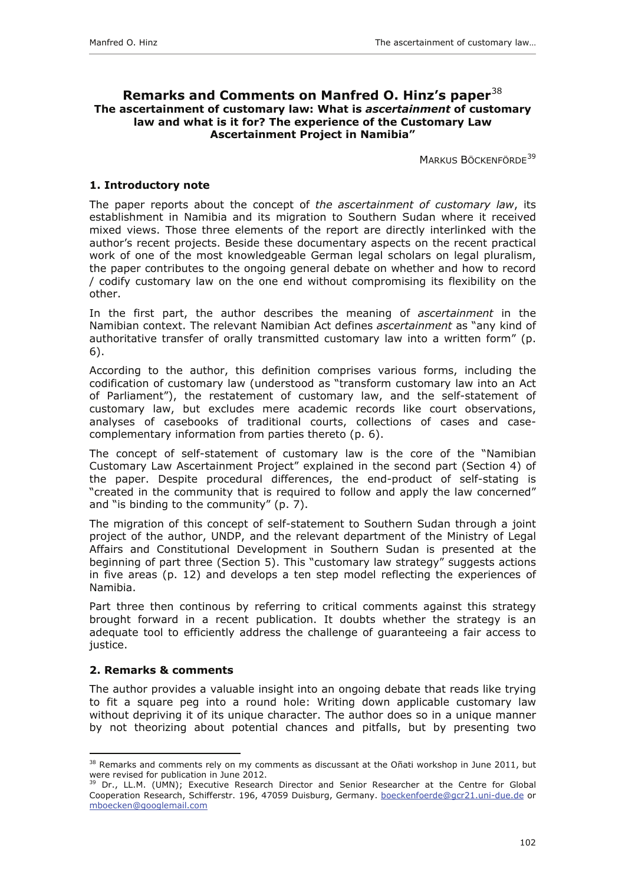## Remarks and Comments on Manfred O. Hinz's paper[38]

### The ascertainment of customary law: What is *ascertainment* of customary law and what is it for? The experience of the Customary Law Ascertainment Project in Namibia"

MARKUS BÖCKENFÖRDE[39]

### 1. Introductory note

The paper reports about the concept of *the ascertainment of customary law*, its establishment in Namibia and its migration to Southern Sudan where it received mixed views. Those three elements of the report are directly interlinked with the author's recent projects. Beside these documentary aspects on the recent practical work of one of the most knowledgeable German legal scholars on legal pluralism, the paper contributes to the ongoing general debate on whether and how to record / codify customary law on the one end without compromising its flexibility on the other.

In the first part, the author describes the meaning of *ascertainment* in the Namibian context. The relevant Namibian Act defines *ascertainment* as "any kind of authoritative transfer of orally transmitted customary law into a written form" (p. 6).

According to the author, this definition comprises various forms, including the codification of customary law (understood as "transform customary law into an Act of Parliament"), the restatement of customary law, and the self-statement of customary law, but excludes mere academic records like court observations, analyses of casebooks of traditional courts, collections of cases and case-complementary information from parties thereto (p. 6).

The concept of self-statement of customary law is the core of the "Namibian Customary Law Ascertainment Project" explained in the second part (Section 4) of the paper. Despite procedural differences, the end-product of self-stating is "created in the community that is required to follow and apply the law concerned" and "is binding to the community" (p. 7).

The migration of this concept of self-statement to Southern Sudan through a joint project of the author, UNDP, and the relevant department of the Ministry of Legal Affairs and Constitutional Development in Southern Sudan is presented at the beginning of part three (Section 5). This "customary law strategy" suggests actions in five areas (p. 12) and develops a ten step model reflecting the experiences of Namibia.

Part three then continous by referring to critical comments against this strategy brought forward in a recent publication. It doubts whether the strategy is an adequate tool to efficiently address the challenge of guaranteeing a fair access to justice.

### 2. Remarks & comments

The author provides a valuable insight into an ongoing debate that reads like trying to fit a square peg into a round hole: Writing down applicable customary law without depriving it of its unique character. The author does so in a unique manner by not theorizing about potential chances and pitfalls, but by presenting two

---

[38] Remarks and comments rely on my comments as discussant at the Oñati workshop in June 2011, but were revised for publication in June 2012.

[39] Dr., LL.M. (UMN); Executive Research Director and Senior Researcher at the Centre for Global Cooperation Research, Schifferstr. 196, 47059 Duisburg, Germany. boeckenfoerde@gcr21.uni-due.de or mboecken@googlemail.com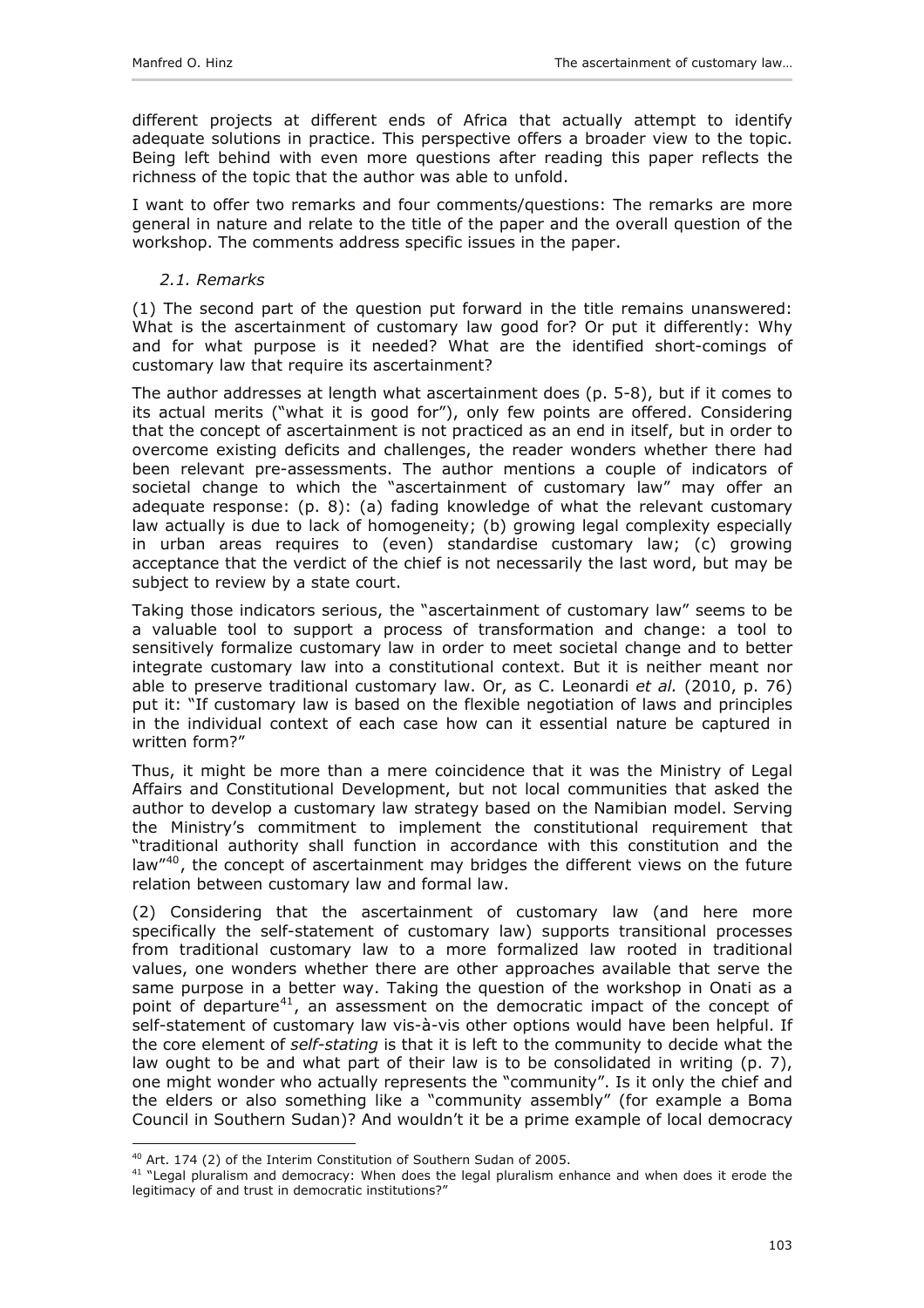different projects at different ends of Africa that actually attempt to identify adequate solutions in practice. This perspective offers a broader view to the topic. Being left behind with even more questions after reading this paper reflects the richness of the topic that the author was able to unfold.

I want to offer two remarks and four comments/questions: The remarks are more general in nature and relate to the title of the paper and the overall question of the workshop. The comments address specific issues in the paper.

### *2.1. Remarks*

(1) The second part of the question put forward in the title remains unanswered: What is the ascertainment of customary law good for? Or put it differently: Why and for what purpose is it needed? What are the identified short-comings of customary law that require its ascertainment?

The author addresses at length what ascertainment does (p. 5-8), but if it comes to its actual merits ("what it is good for"), only few points are offered. Considering that the concept of ascertainment is not practiced as an end in itself, but in order to overcome existing deficits and challenges, the reader wonders whether there had been relevant pre-assessments. The author mentions a couple of indicators of societal change to which the "ascertainment of customary law" may offer an adequate response: (p. 8): (a) fading knowledge of what the relevant customary law actually is due to lack of homogeneity; (b) growing legal complexity especially in urban areas requires to (even) standardise customary law; (c) growing acceptance that the verdict of the chief is not necessarily the last word, but may be subject to review by a state court.

Taking those indicators serious, the "ascertainment of customary law" seems to be a valuable tool to support a process of transformation and change: a tool to sensitively formalize customary law in order to meet societal change and to better integrate customary law into a constitutional context. But it is neither meant nor able to preserve traditional customary law. Or, as C. Leonardi *et al.* (2010, p. 76) put it: "If customary law is based on the flexible negotiation of laws and principles in the individual context of each case how can it essential nature be captured in written form?"

Thus, it might be more than a mere coincidence that it was the Ministry of Legal Affairs and Constitutional Development, but not local communities that asked the author to develop a customary law strategy based on the Namibian model. Serving the Ministry's commitment to implement the constitutional requirement that "traditional authority shall function in accordance with this constitution and the law"[40], the concept of ascertainment may bridges the different views on the future relation between customary law and formal law.

(2) Considering that the ascertainment of customary law (and here more specifically the self-statement of customary law) supports transitional processes from traditional customary law to a more formalized law rooted in traditional values, one wonders whether there are other approaches available that serve the same purpose in a better way. Taking the question of the workshop in Onati as a point of departure[41], an assessment on the democratic impact of the concept of self-statement of customary law vis-à-vis other options would have been helpful. If the core element of *self-stating* is that it is left to the community to decide what the law ought to be and what part of their law is to be consolidated in writing (p. 7), one might wonder who actually represents the "community". Is it only the chief and the elders or also something like a "community assembly" (for example a Boma Council in Southern Sudan)? And wouldn't it be a prime example of local democracy

---

[40] Art. 174 (2) of the Interim Constitution of Southern Sudan of 2005.

[41] "Legal pluralism and democracy: When does the legal pluralism enhance and when does it erode the legitimacy of and trust in democratic institutions?"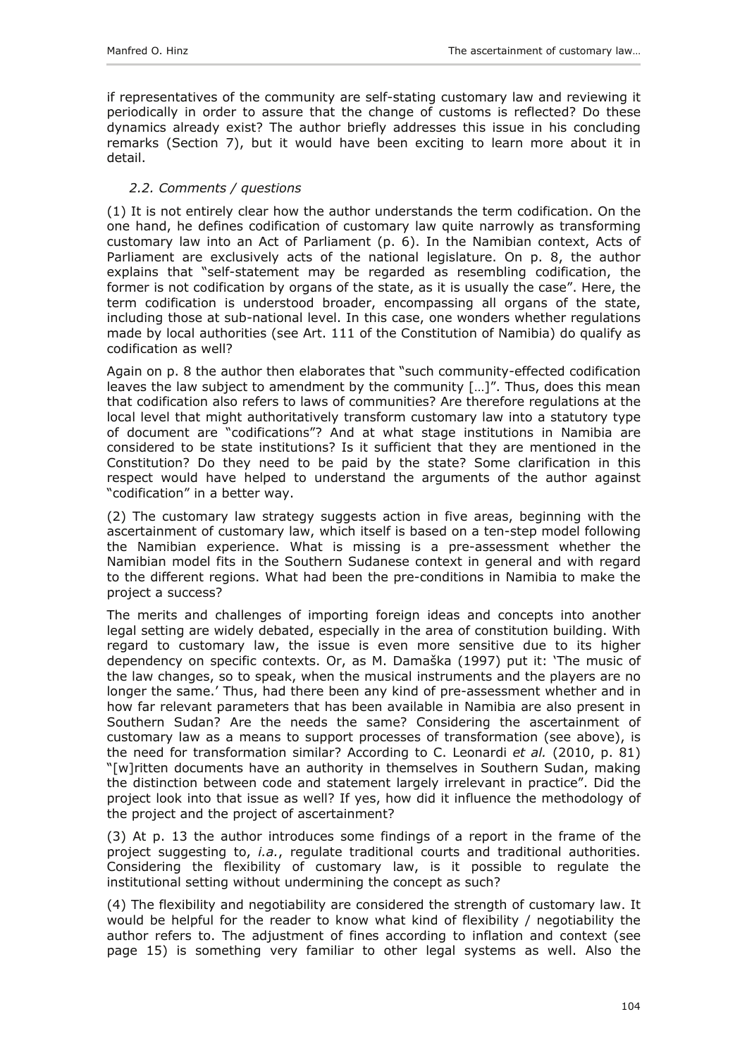if representatives of the community are self-stating customary law and reviewing it periodically in order to assure that the change of customs is reflected? Do these dynamics already exist? The author briefly addresses this issue in his concluding remarks (Section 7), but it would have been exciting to learn more about it in detail.

### *2.2. Comments / questions*

(1) It is not entirely clear how the author understands the term codification. On the one hand, he defines codification of customary law quite narrowly as transforming customary law into an Act of Parliament (p. 6). In the Namibian context, Acts of Parliament are exclusively acts of the national legislature. On p. 8, the author explains that "self-statement may be regarded as resembling codification, the former is not codification by organs of the state, as it is usually the case". Here, the term codification is understood broader, encompassing all organs of the state, including those at sub-national level. In this case, one wonders whether regulations made by local authorities (see Art. 111 of the Constitution of Namibia) do qualify as codification as well?

Again on p. 8 the author then elaborates that "such community-effected codification leaves the law subject to amendment by the community […]". Thus, does this mean that codification also refers to laws of communities? Are therefore regulations at the local level that might authoritatively transform customary law into a statutory type of document are "codifications"? And at what stage institutions in Namibia are considered to be state institutions? Is it sufficient that they are mentioned in the Constitution? Do they need to be paid by the state? Some clarification in this respect would have helped to understand the arguments of the author against "codification" in a better way.

(2) The customary law strategy suggests action in five areas, beginning with the ascertainment of customary law, which itself is based on a ten-step model following the Namibian experience. What is missing is a pre-assessment whether the Namibian model fits in the Southern Sudanese context in general and with regard to the different regions. What had been the pre-conditions in Namibia to make the project a success?

The merits and challenges of importing foreign ideas and concepts into another legal setting are widely debated, especially in the area of constitution building. With regard to customary law, the issue is even more sensitive due to its higher dependency on specific contexts. Or, as M. Damaška (1997) put it: 'The music of the law changes, so to speak, when the musical instruments and the players are no longer the same.' Thus, had there been any kind of pre-assessment whether and in how far relevant parameters that has been available in Namibia are also present in Southern Sudan? Are the needs the same? Considering the ascertainment of customary law as a means to support processes of transformation (see above), is the need for transformation similar? According to C. Leonardi *et al.* (2010, p. 81) "[w]ritten documents have an authority in themselves in Southern Sudan, making the distinction between code and statement largely irrelevant in practice". Did the project look into that issue as well? If yes, how did it influence the methodology of the project and the project of ascertainment?

(3) At p. 13 the author introduces some findings of a report in the frame of the project suggesting to, *i.a.*, regulate traditional courts and traditional authorities. Considering the flexibility of customary law, is it possible to regulate the institutional setting without undermining the concept as such?

(4) The flexibility and negotiability are considered the strength of customary law. It would be helpful for the reader to know what kind of flexibility / negotiability the author refers to. The adjustment of fines according to inflation and context (see page 15) is something very familiar to other legal systems as well. Also the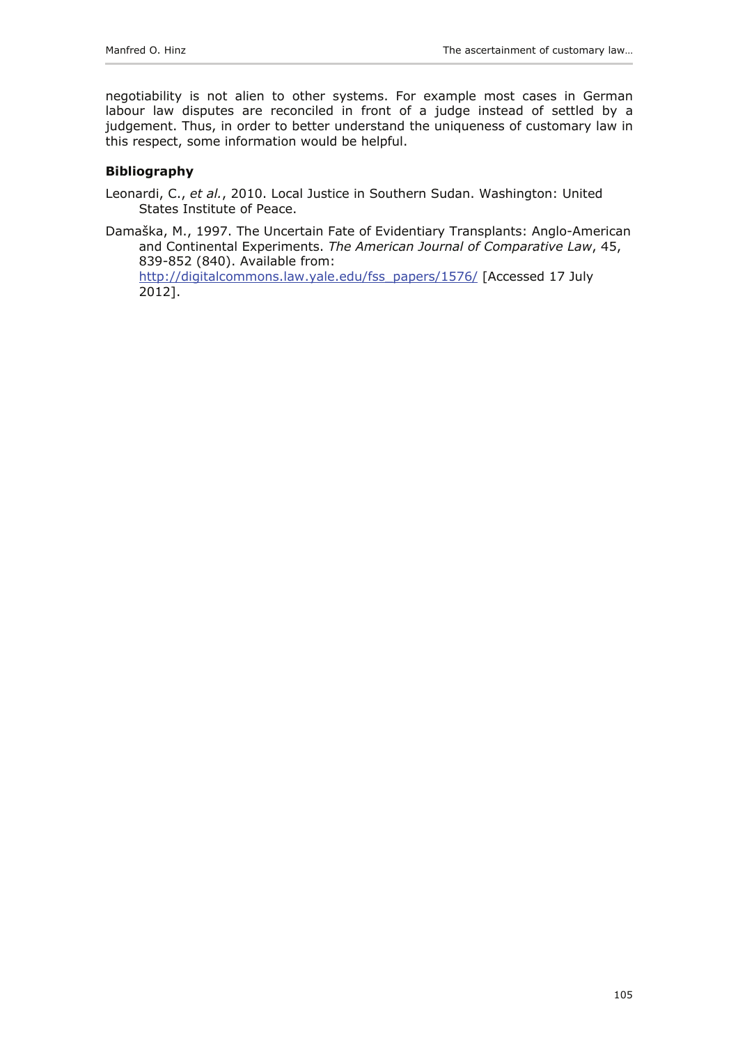negotiability is not alien to other systems. For example most cases in German labour law disputes are reconciled in front of a judge instead of settled by a judgement. Thus, in order to better understand the uniqueness of customary law in this respect, some information would be helpful.

### Bibliography

Leonardi, C., *et al.*, 2010. Local Justice in Southern Sudan. Washington: United States Institute of Peace.

Damaška, M., 1997. The Uncertain Fate of Evidentiary Transplants: Anglo-American and Continental Experiments. *The American Journal of Comparative Law*, 45, 839-852 (840). Available from: http://digitalcommons.law.yale.edu/fss_papers/1576/ [Accessed 17 July 2012].